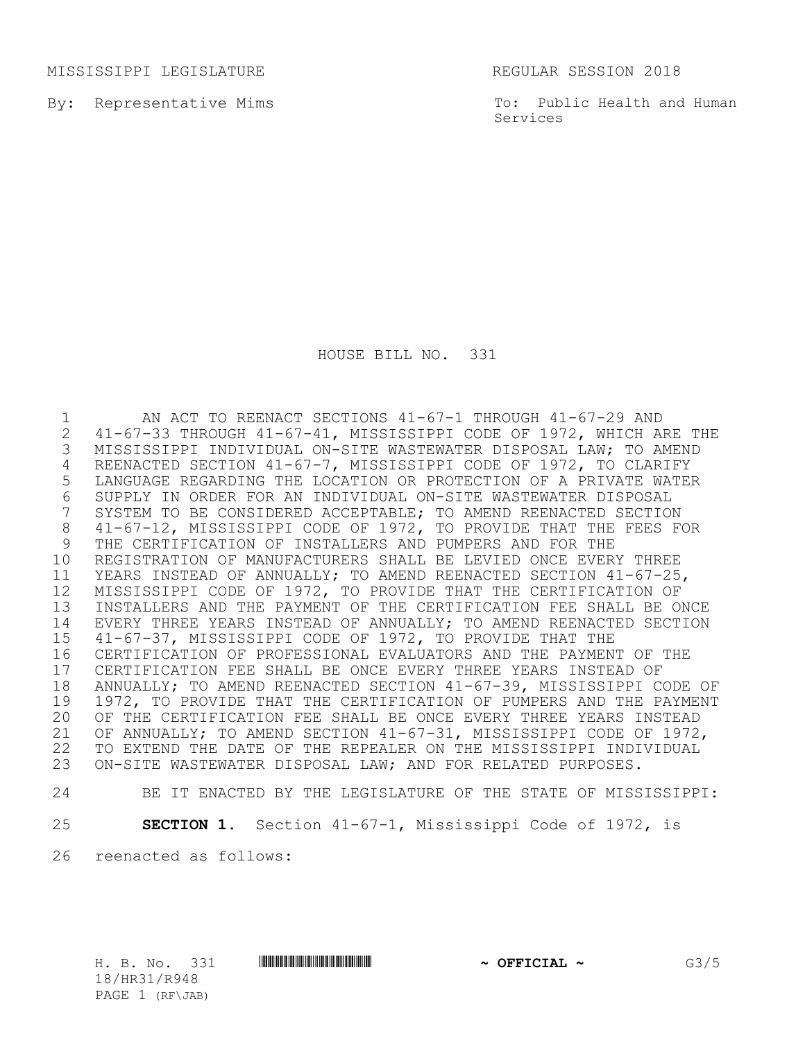MISSISSIPPI LEGISLATURE REGULAR SESSION 2018

By: Representative Mims

To: Public Health and Human Services

# HOUSE BILL NO. 331

AN ACT TO REENACT SECTIONS 41-67-1 THROUGH 41-67-29 AND 41-67-33 THROUGH 41-67-41, MISSISSIPPI CODE OF 1972, WHICH ARE THE MISSISSIPPI INDIVIDUAL ON-SITE WASTEWATER DISPOSAL LAW; TO AMEND REENACTED SECTION 41-67-7, MISSISSIPPI CODE OF 1972, TO CLARIFY LANGUAGE REGARDING THE LOCATION OR PROTECTION OF A PRIVATE WATER SUPPLY IN ORDER FOR AN INDIVIDUAL ON-SITE WASTEWATER DISPOSAL SYSTEM TO BE CONSIDERED ACCEPTABLE; TO AMEND REENACTED SECTION 41-67-12, MISSISSIPPI CODE OF 1972, TO PROVIDE THAT THE FEES FOR THE CERTIFICATION OF INSTALLERS AND PUMPERS AND FOR THE REGISTRATION OF MANUFACTURERS SHALL BE LEVIED ONCE EVERY THREE YEARS INSTEAD OF ANNUALLY; TO AMEND REENACTED SECTION 41-67-25, MISSISSIPPI CODE OF 1972, TO PROVIDE THAT THE CERTIFICATION OF INSTALLERS AND THE PAYMENT OF THE CERTIFICATION FEE SHALL BE ONCE EVERY THREE YEARS INSTEAD OF ANNUALLY; TO AMEND REENACTED SECTION 41-67-37, MISSISSIPPI CODE OF 1972, TO PROVIDE THAT THE CERTIFICATION OF PROFESSIONAL EVALUATORS AND THE PAYMENT OF THE CERTIFICATION FEE SHALL BE ONCE EVERY THREE YEARS INSTEAD OF ANNUALLY; TO AMEND REENACTED SECTION 41-67-39, MISSISSIPPI CODE OF 1972, TO PROVIDE THAT THE CERTIFICATION OF PUMPERS AND THE PAYMENT OF THE CERTIFICATION FEE SHALL BE ONCE EVERY THREE YEARS INSTEAD OF ANNUALLY; TO AMEND SECTION 41-67-31, MISSISSIPPI CODE OF 1972, TO EXTEND THE DATE OF THE REPEALER ON THE MISSISSIPPI INDIVIDUAL ON-SITE WASTEWATER DISPOSAL LAW; AND FOR RELATED PURPOSES.

BE IT ENACTED BY THE LEGISLATURE OF THE STATE OF MISSISSIPPI:

**SECTION 1.** Section 41-67-1, Mississippi Code of 1972, is reenacted as follows: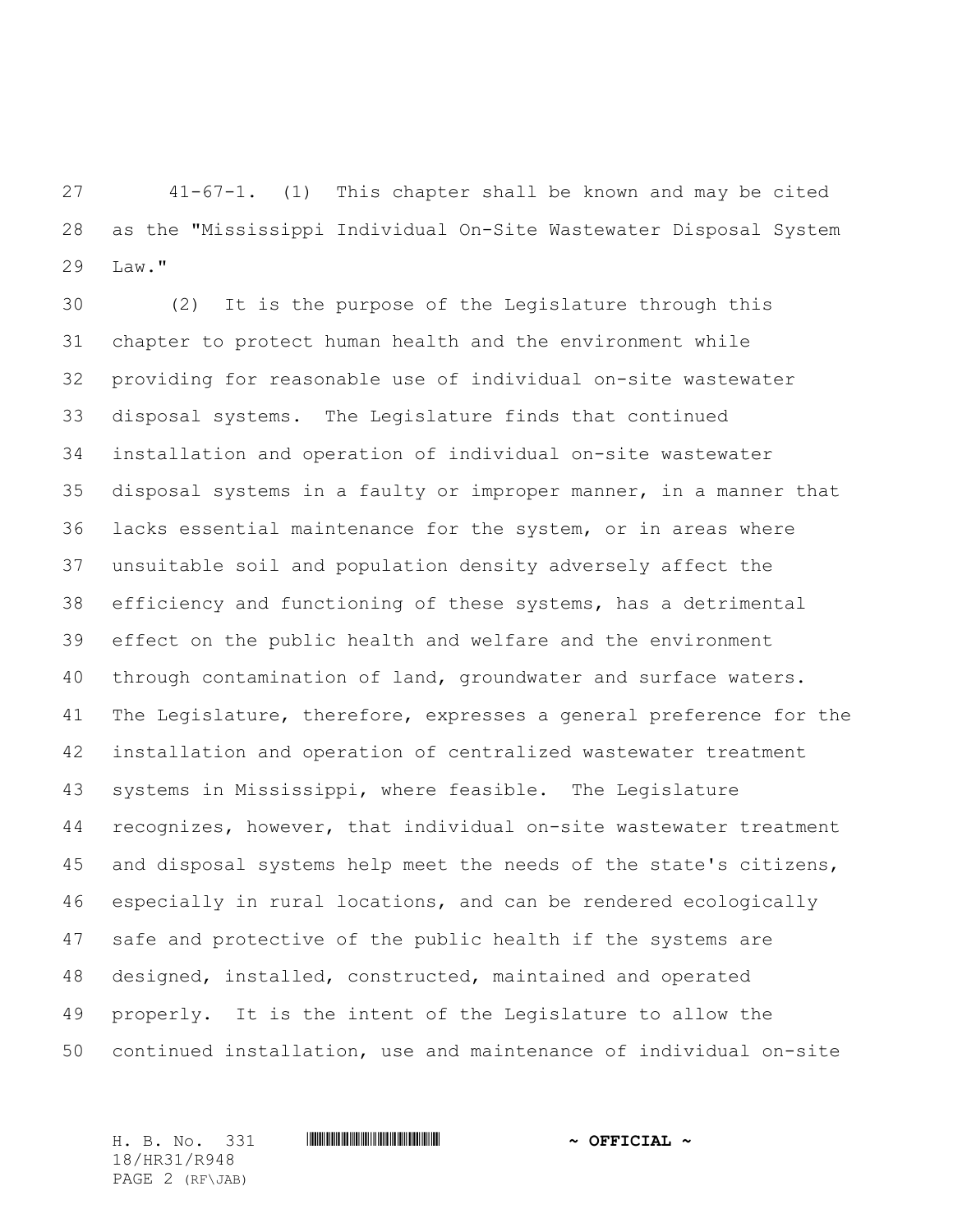41-67-1. (1) This chapter shall be known and may be cited as the "Mississippi Individual On-Site Wastewater Disposal System Law."

(2) It is the purpose of the Legislature through this chapter to protect human health and the environment while providing for reasonable use of individual on-site wastewater disposal systems. The Legislature finds that continued installation and operation of individual on-site wastewater disposal systems in a faulty or improper manner, in a manner that lacks essential maintenance for the system, or in areas where unsuitable soil and population density adversely affect the efficiency and functioning of these systems, has a detrimental effect on the public health and welfare and the environment through contamination of land, groundwater and surface waters. The Legislature, therefore, expresses a general preference for the installation and operation of centralized wastewater treatment systems in Mississippi, where feasible. The Legislature recognizes, however, that individual on-site wastewater treatment and disposal systems help meet the needs of the state's citizens, especially in rural locations, and can be rendered ecologically safe and protective of the public health if the systems are designed, installed, constructed, maintained and operated properly. It is the intent of the Legislature to allow the continued installation, use and maintenance of individual on-site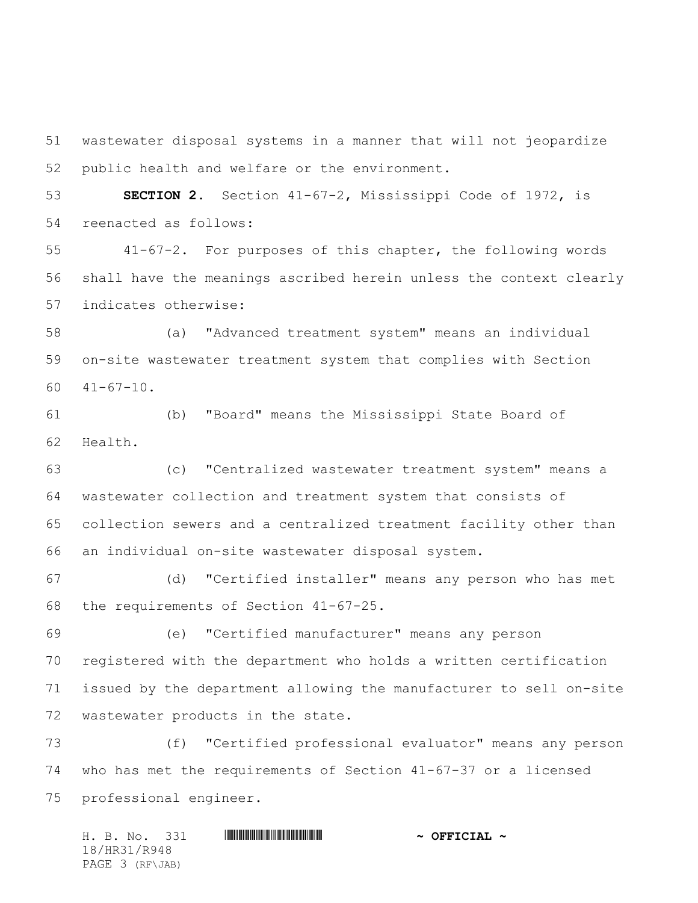wastewater disposal systems in a manner that will not jeopardize public health and welfare or the environment.

**SECTION 2.** Section 41-67-2, Mississippi Code of 1972, is reenacted as follows:

41-67-2. For purposes of this chapter, the following words shall have the meanings ascribed herein unless the context clearly indicates otherwise:

(a) "Advanced treatment system" means an individual on-site wastewater treatment system that complies with Section 41-67-10.

(b) "Board" means the Mississippi State Board of Health.

(c) "Centralized wastewater treatment system" means a wastewater collection and treatment system that consists of collection sewers and a centralized treatment facility other than an individual on-site wastewater disposal system.

(d) "Certified installer" means any person who has met the requirements of Section 41-67-25.

(e) "Certified manufacturer" means any person registered with the department who holds a written certification issued by the department allowing the manufacturer to sell on-site wastewater products in the state.

(f) "Certified professional evaluator" means any person who has met the requirements of Section 41-67-37 or a licensed professional engineer.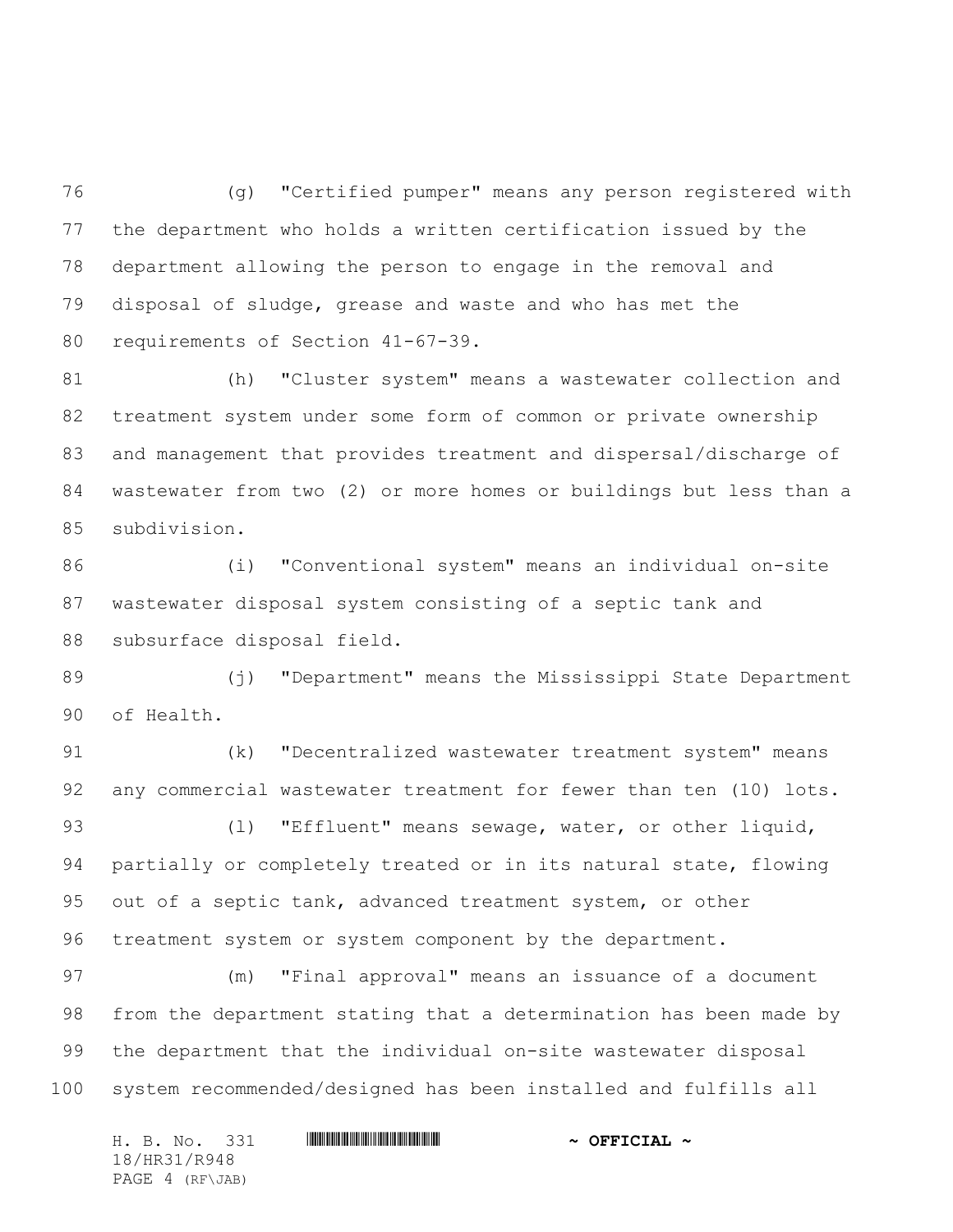(g) "Certified pumper" means any person registered with the department who holds a written certification issued by the department allowing the person to engage in the removal and disposal of sludge, grease and waste and who has met the requirements of Section 41-67-39.

(h) "Cluster system" means a wastewater collection and treatment system under some form of common or private ownership and management that provides treatment and dispersal/discharge of wastewater from two (2) or more homes or buildings but less than a subdivision.

(i) "Conventional system" means an individual on-site wastewater disposal system consisting of a septic tank and subsurface disposal field.

(j) "Department" means the Mississippi State Department of Health.

(k) "Decentralized wastewater treatment system" means any commercial wastewater treatment for fewer than ten (10) lots.

(l) "Effluent" means sewage, water, or other liquid, partially or completely treated or in its natural state, flowing out of a septic tank, advanced treatment system, or other treatment system or system component by the department.

(m) "Final approval" means an issuance of a document from the department stating that a determination has been made by the department that the individual on-site wastewater disposal system recommended/designed has been installed and fulfills all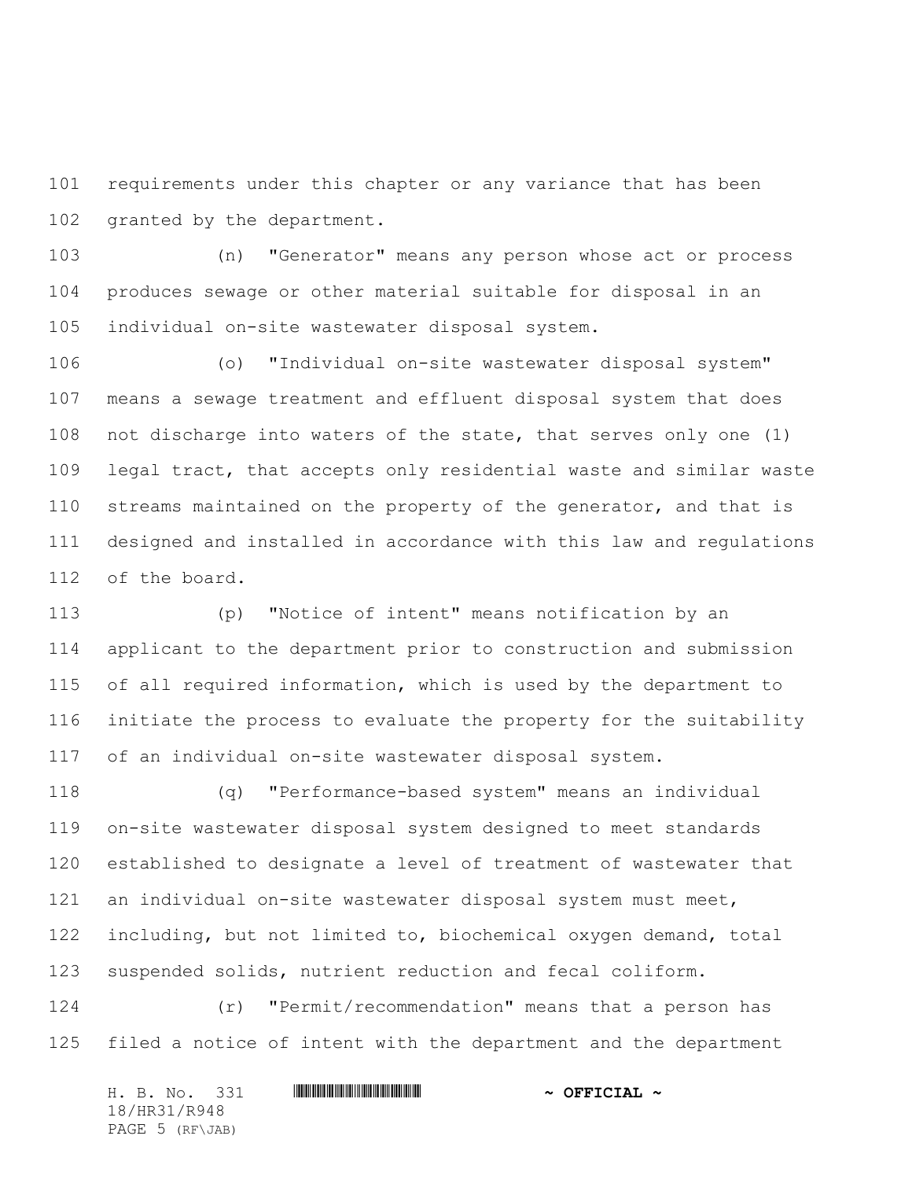requirements under this chapter or any variance that has been granted by the department.

(n) "Generator" means any person whose act or process produces sewage or other material suitable for disposal in an individual on-site wastewater disposal system.

(o) "Individual on-site wastewater disposal system" means a sewage treatment and effluent disposal system that does not discharge into waters of the state, that serves only one (1) legal tract, that accepts only residential waste and similar waste streams maintained on the property of the generator, and that is designed and installed in accordance with this law and regulations of the board.

(p) "Notice of intent" means notification by an applicant to the department prior to construction and submission of all required information, which is used by the department to initiate the process to evaluate the property for the suitability of an individual on-site wastewater disposal system.

(q) "Performance-based system" means an individual on-site wastewater disposal system designed to meet standards established to designate a level of treatment of wastewater that an individual on-site wastewater disposal system must meet, including, but not limited to, biochemical oxygen demand, total suspended solids, nutrient reduction and fecal coliform.

(r) "Permit/recommendation" means that a person has filed a notice of intent with the department and the department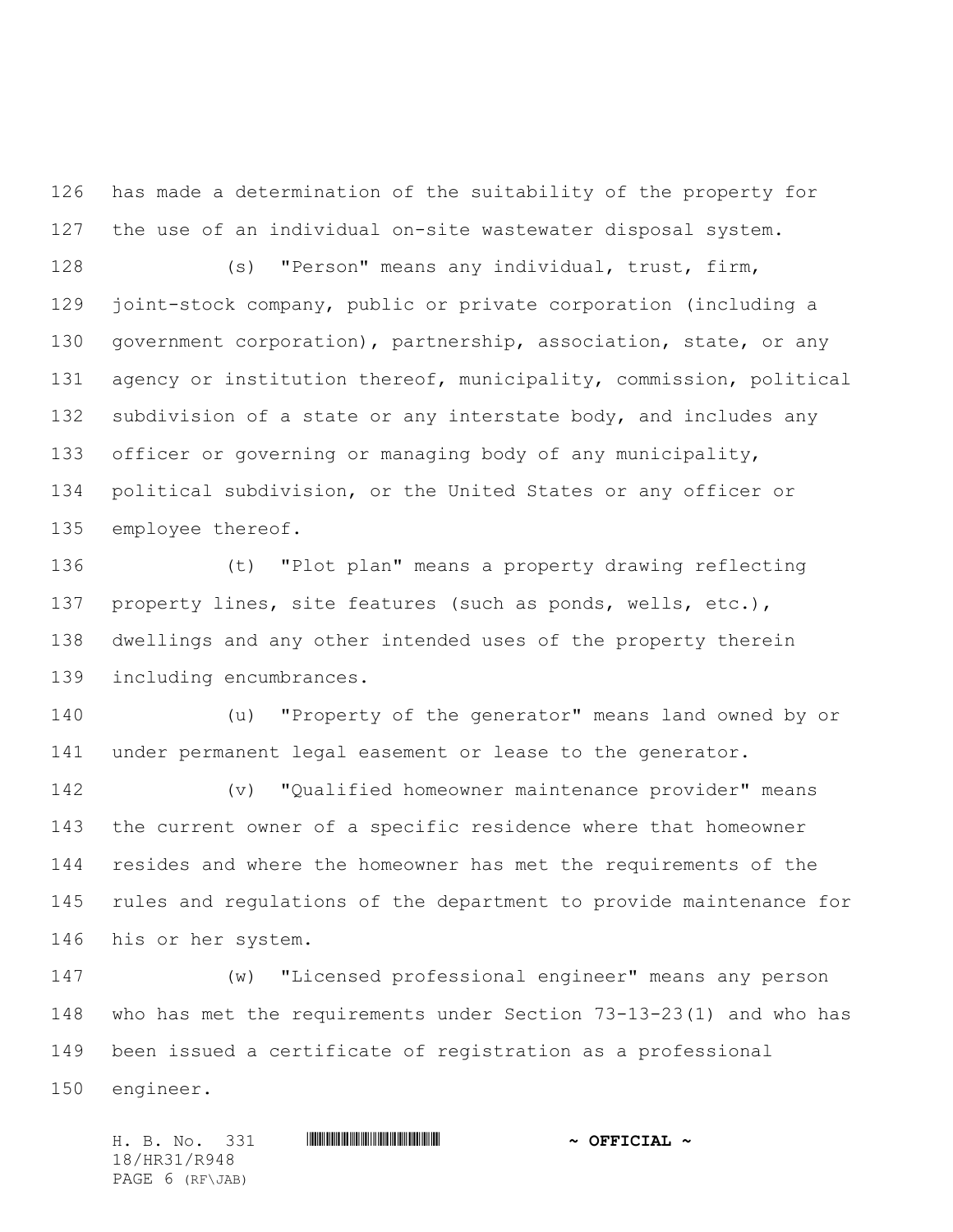has made a determination of the suitability of the property for the use of an individual on-site wastewater disposal system.

(s) "Person" means any individual, trust, firm, joint-stock company, public or private corporation (including a government corporation), partnership, association, state, or any agency or institution thereof, municipality, commission, political subdivision of a state or any interstate body, and includes any officer or governing or managing body of any municipality, political subdivision, or the United States or any officer or employee thereof.

(t) "Plot plan" means a property drawing reflecting property lines, site features (such as ponds, wells, etc.), dwellings and any other intended uses of the property therein including encumbrances.

(u) "Property of the generator" means land owned by or under permanent legal easement or lease to the generator.

(v) "Qualified homeowner maintenance provider" means the current owner of a specific residence where that homeowner resides and where the homeowner has met the requirements of the rules and regulations of the department to provide maintenance for his or her system.

(w) "Licensed professional engineer" means any person who has met the requirements under Section 73-13-23(1) and who has been issued a certificate of registration as a professional engineer.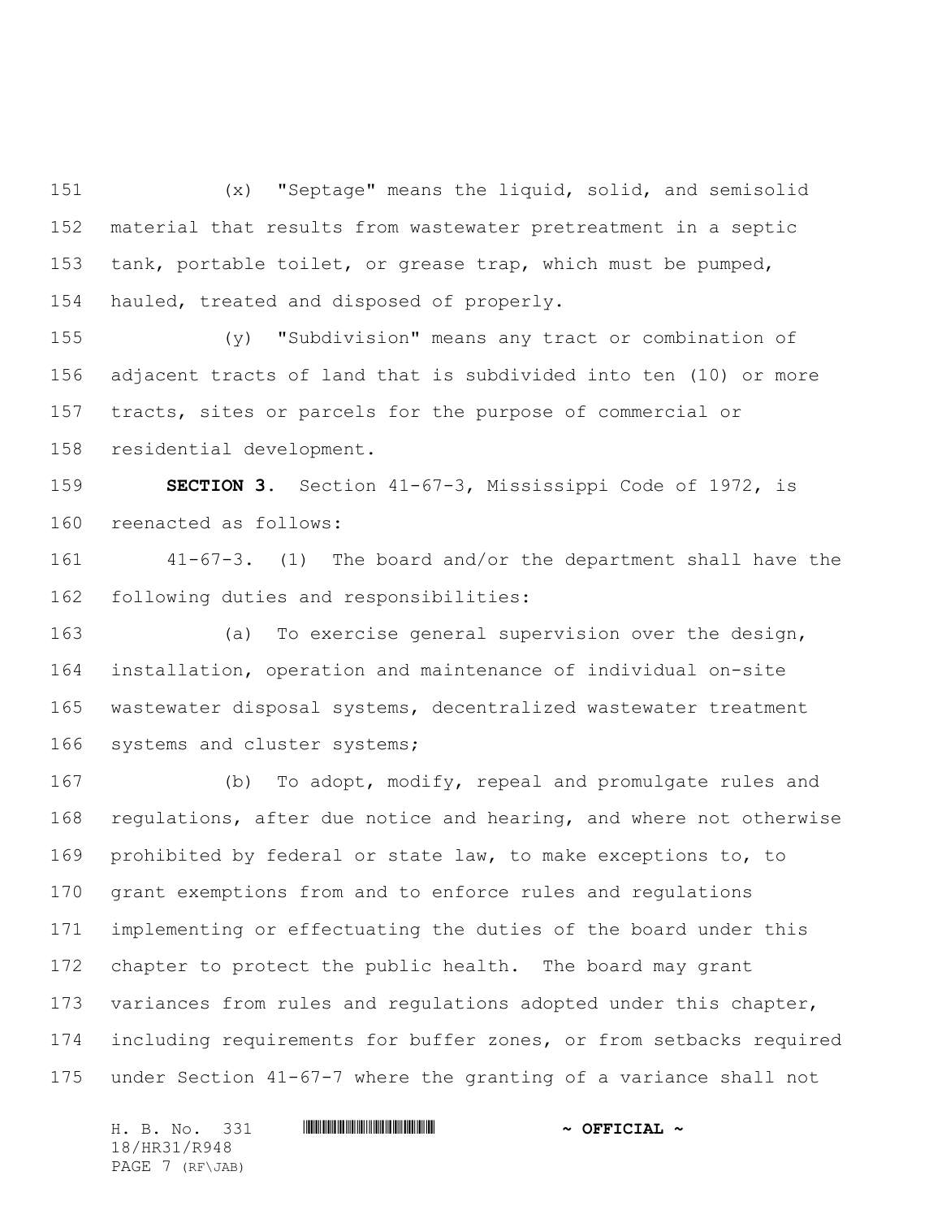(x) "Septage" means the liquid, solid, and semisolid material that results from wastewater pretreatment in a septic tank, portable toilet, or grease trap, which must be pumped, hauled, treated and disposed of properly.

(y) "Subdivision" means any tract or combination of adjacent tracts of land that is subdivided into ten (10) or more tracts, sites or parcels for the purpose of commercial or residential development.

**SECTION 3.** Section 41-67-3, Mississippi Code of 1972, is reenacted as follows:

41-67-3. (1) The board and/or the department shall have the following duties and responsibilities:

(a) To exercise general supervision over the design, installation, operation and maintenance of individual on-site wastewater disposal systems, decentralized wastewater treatment systems and cluster systems;

(b) To adopt, modify, repeal and promulgate rules and regulations, after due notice and hearing, and where not otherwise prohibited by federal or state law, to make exceptions to, to grant exemptions from and to enforce rules and regulations implementing or effectuating the duties of the board under this chapter to protect the public health. The board may grant variances from rules and regulations adopted under this chapter, including requirements for buffer zones, or from setbacks required under Section 41-67-7 where the granting of a variance shall not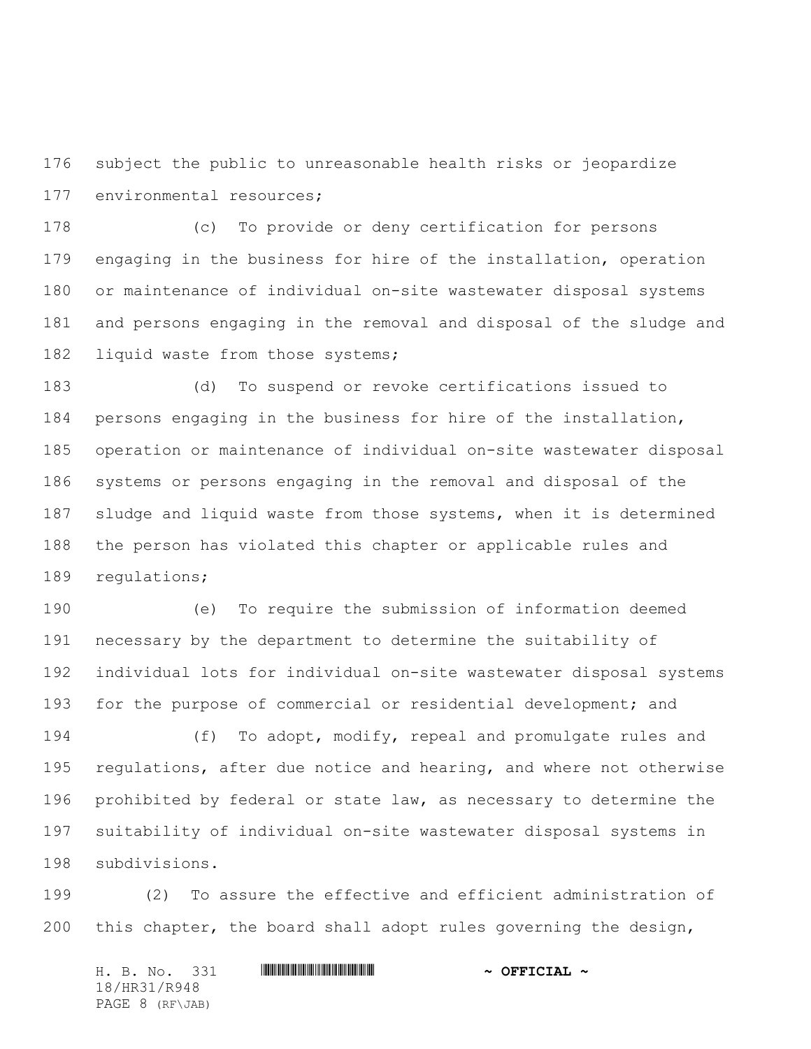subject the public to unreasonable health risks or jeopardize environmental resources;

(c) To provide or deny certification for persons engaging in the business for hire of the installation, operation or maintenance of individual on-site wastewater disposal systems and persons engaging in the removal and disposal of the sludge and liquid waste from those systems;

(d) To suspend or revoke certifications issued to persons engaging in the business for hire of the installation, operation or maintenance of individual on-site wastewater disposal systems or persons engaging in the removal and disposal of the sludge and liquid waste from those systems, when it is determined the person has violated this chapter or applicable rules and regulations;

(e) To require the submission of information deemed necessary by the department to determine the suitability of individual lots for individual on-site wastewater disposal systems for the purpose of commercial or residential development; and

(f) To adopt, modify, repeal and promulgate rules and regulations, after due notice and hearing, and where not otherwise prohibited by federal or state law, as necessary to determine the suitability of individual on-site wastewater disposal systems in subdivisions.

(2) To assure the effective and efficient administration of this chapter, the board shall adopt rules governing the design,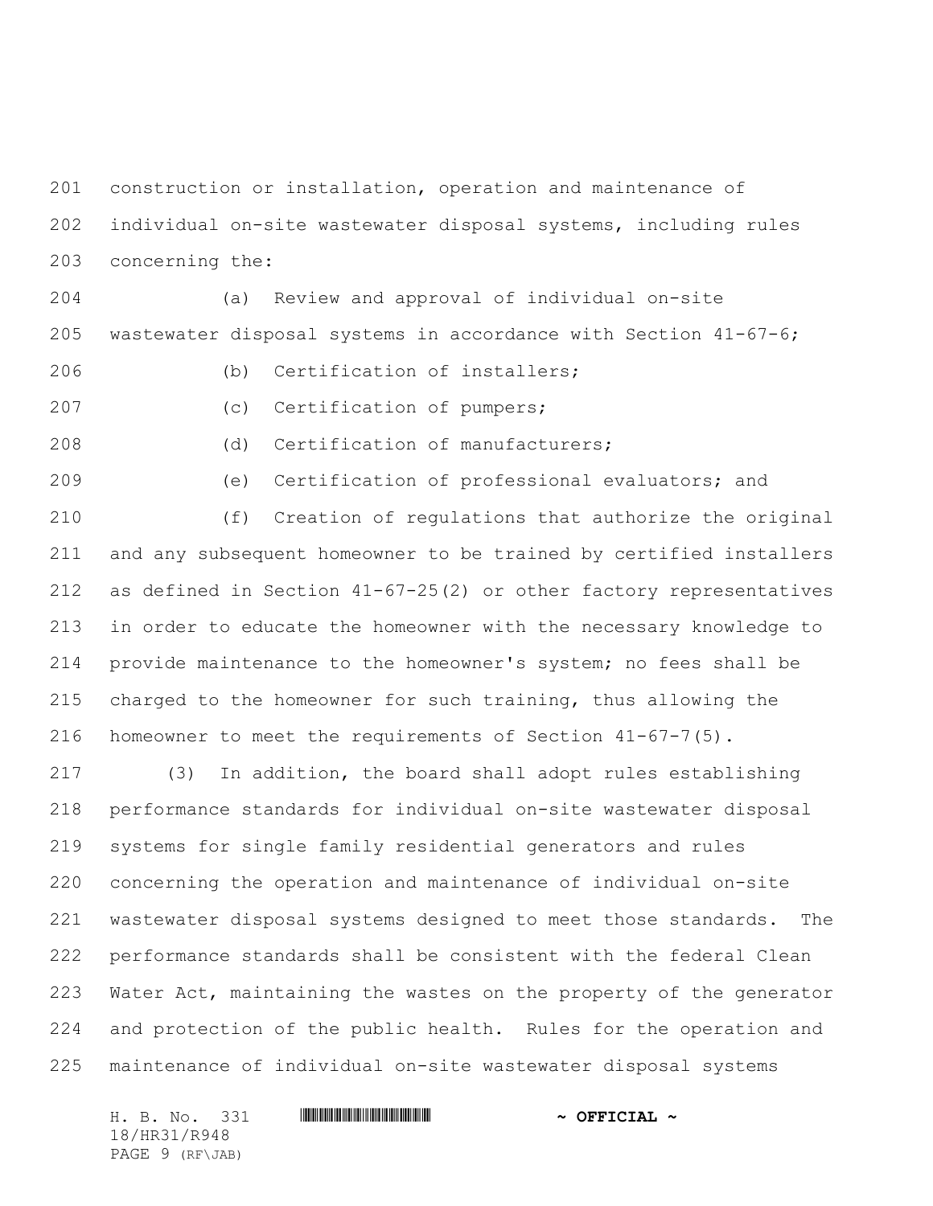construction or installation, operation and maintenance of individual on-site wastewater disposal systems, including rules concerning the:

(a) Review and approval of individual on-site wastewater disposal systems in accordance with Section 41-67-6;

(b) Certification of installers;

(c) Certification of pumpers;

(d) Certification of manufacturers;

(e) Certification of professional evaluators; and

(f) Creation of regulations that authorize the original and any subsequent homeowner to be trained by certified installers as defined in Section 41-67-25(2) or other factory representatives in order to educate the homeowner with the necessary knowledge to provide maintenance to the homeowner's system; no fees shall be charged to the homeowner for such training, thus allowing the homeowner to meet the requirements of Section 41-67-7(5).

(3) In addition, the board shall adopt rules establishing performance standards for individual on-site wastewater disposal systems for single family residential generators and rules concerning the operation and maintenance of individual on-site wastewater disposal systems designed to meet those standards. The performance standards shall be consistent with the federal Clean Water Act, maintaining the wastes on the property of the generator and protection of the public health. Rules for the operation and maintenance of individual on-site wastewater disposal systems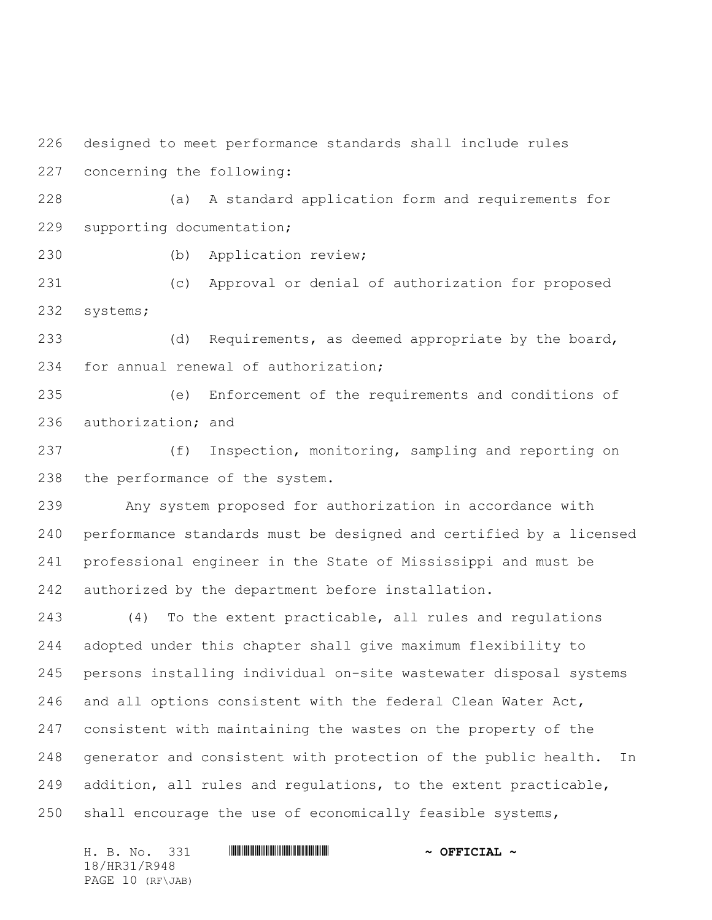designed to meet performance standards shall include rules concerning the following:

(a) A standard application form and requirements for supporting documentation;

(b) Application review;

(c) Approval or denial of authorization for proposed systems;

(d) Requirements, as deemed appropriate by the board, for annual renewal of authorization;

(e) Enforcement of the requirements and conditions of authorization; and

(f) Inspection, monitoring, sampling and reporting on the performance of the system.

Any system proposed for authorization in accordance with performance standards must be designed and certified by a licensed professional engineer in the State of Mississippi and must be authorized by the department before installation.

(4) To the extent practicable, all rules and regulations adopted under this chapter shall give maximum flexibility to persons installing individual on-site wastewater disposal systems and all options consistent with the federal Clean Water Act, consistent with maintaining the wastes on the property of the generator and consistent with protection of the public health. In addition, all rules and regulations, to the extent practicable, shall encourage the use of economically feasible systems,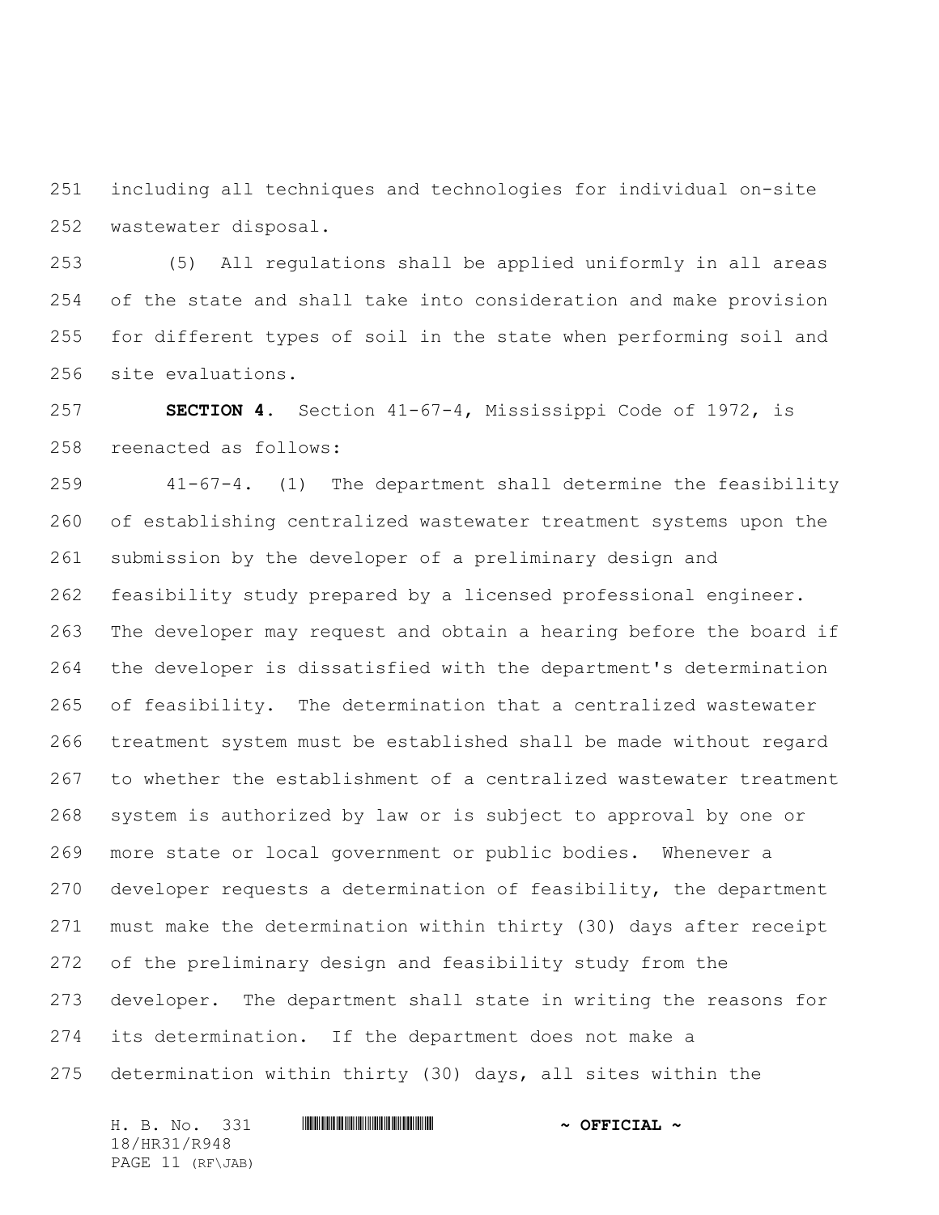including all techniques and technologies for individual on-site wastewater disposal.

(5) All regulations shall be applied uniformly in all areas of the state and shall take into consideration and make provision for different types of soil in the state when performing soil and site evaluations.

**SECTION 4.** Section 41-67-4, Mississippi Code of 1972, is reenacted as follows:

41-67-4. (1) The department shall determine the feasibility of establishing centralized wastewater treatment systems upon the submission by the developer of a preliminary design and feasibility study prepared by a licensed professional engineer. The developer may request and obtain a hearing before the board if the developer is dissatisfied with the department's determination of feasibility. The determination that a centralized wastewater treatment system must be established shall be made without regard to whether the establishment of a centralized wastewater treatment system is authorized by law or is subject to approval by one or more state or local government or public bodies. Whenever a developer requests a determination of feasibility, the department must make the determination within thirty (30) days after receipt of the preliminary design and feasibility study from the developer. The department shall state in writing the reasons for its determination. If the department does not make a determination within thirty (30) days, all sites within the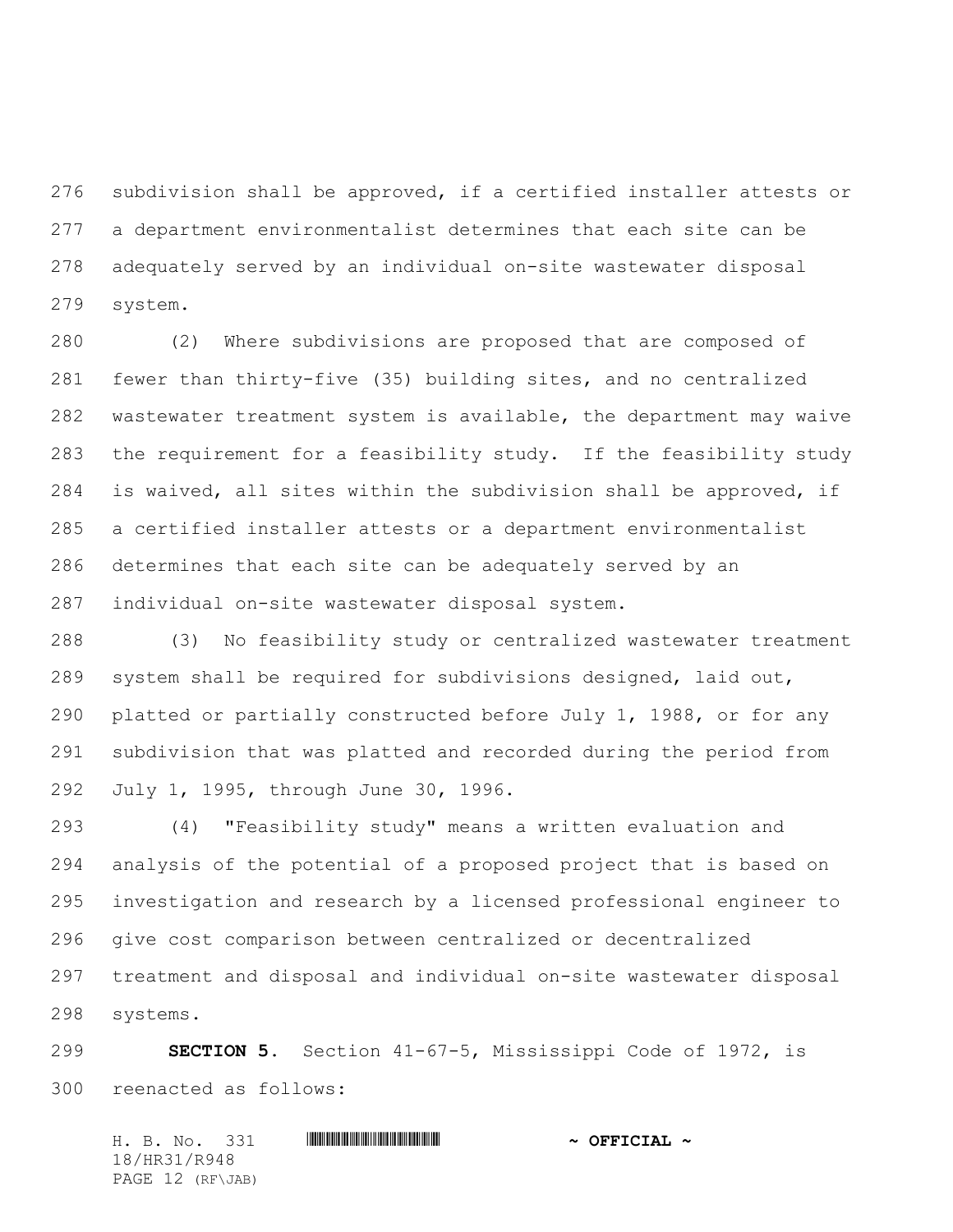subdivision shall be approved, if a certified installer attests or a department environmentalist determines that each site can be adequately served by an individual on-site wastewater disposal system.

(2) Where subdivisions are proposed that are composed of fewer than thirty-five (35) building sites, and no centralized wastewater treatment system is available, the department may waive the requirement for a feasibility study. If the feasibility study is waived, all sites within the subdivision shall be approved, if a certified installer attests or a department environmentalist determines that each site can be adequately served by an individual on-site wastewater disposal system.

(3) No feasibility study or centralized wastewater treatment system shall be required for subdivisions designed, laid out, platted or partially constructed before July 1, 1988, or for any subdivision that was platted and recorded during the period from July 1, 1995, through June 30, 1996.

(4) "Feasibility study" means a written evaluation and analysis of the potential of a proposed project that is based on investigation and research by a licensed professional engineer to give cost comparison between centralized or decentralized treatment and disposal and individual on-site wastewater disposal systems.

**SECTION 5.** Section 41-67-5, Mississippi Code of 1972, is reenacted as follows: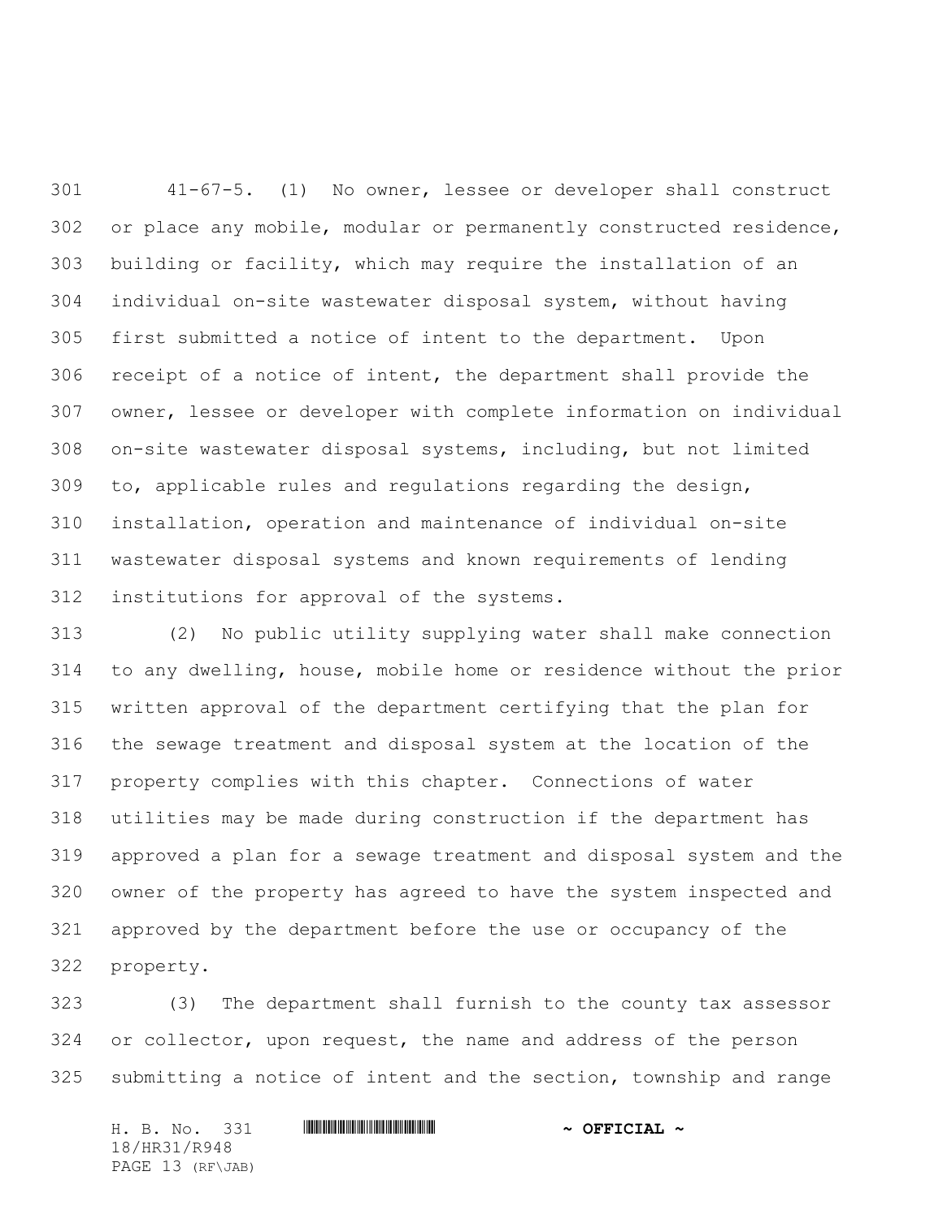41-67-5. (1) No owner, lessee or developer shall construct or place any mobile, modular or permanently constructed residence, building or facility, which may require the installation of an individual on-site wastewater disposal system, without having first submitted a notice of intent to the department. Upon receipt of a notice of intent, the department shall provide the owner, lessee or developer with complete information on individual on-site wastewater disposal systems, including, but not limited to, applicable rules and regulations regarding the design, installation, operation and maintenance of individual on-site wastewater disposal systems and known requirements of lending institutions for approval of the systems.

(2) No public utility supplying water shall make connection to any dwelling, house, mobile home or residence without the prior written approval of the department certifying that the plan for the sewage treatment and disposal system at the location of the property complies with this chapter. Connections of water utilities may be made during construction if the department has approved a plan for a sewage treatment and disposal system and the owner of the property has agreed to have the system inspected and approved by the department before the use or occupancy of the property.

(3) The department shall furnish to the county tax assessor or collector, upon request, the name and address of the person submitting a notice of intent and the section, township and range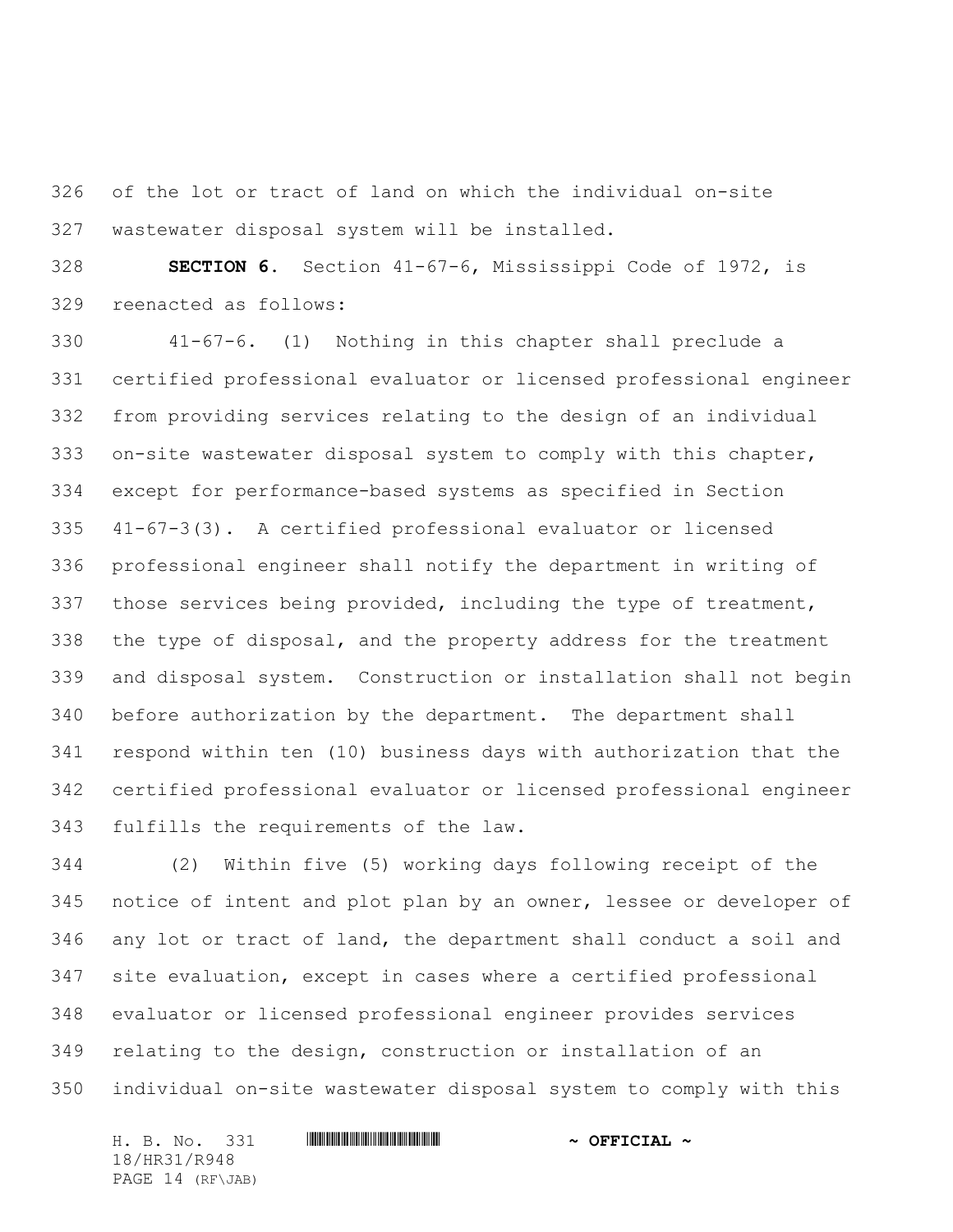of the lot or tract of land on which the individual on-site wastewater disposal system will be installed.

**SECTION 6.** Section 41-67-6, Mississippi Code of 1972, is reenacted as follows:

41-67-6. (1) Nothing in this chapter shall preclude a certified professional evaluator or licensed professional engineer from providing services relating to the design of an individual on-site wastewater disposal system to comply with this chapter, except for performance-based systems as specified in Section 41-67-3(3). A certified professional evaluator or licensed professional engineer shall notify the department in writing of those services being provided, including the type of treatment, the type of disposal, and the property address for the treatment and disposal system. Construction or installation shall not begin before authorization by the department. The department shall respond within ten (10) business days with authorization that the certified professional evaluator or licensed professional engineer fulfills the requirements of the law.

(2) Within five (5) working days following receipt of the notice of intent and plot plan by an owner, lessee or developer of any lot or tract of land, the department shall conduct a soil and site evaluation, except in cases where a certified professional evaluator or licensed professional engineer provides services relating to the design, construction or installation of an individual on-site wastewater disposal system to comply with this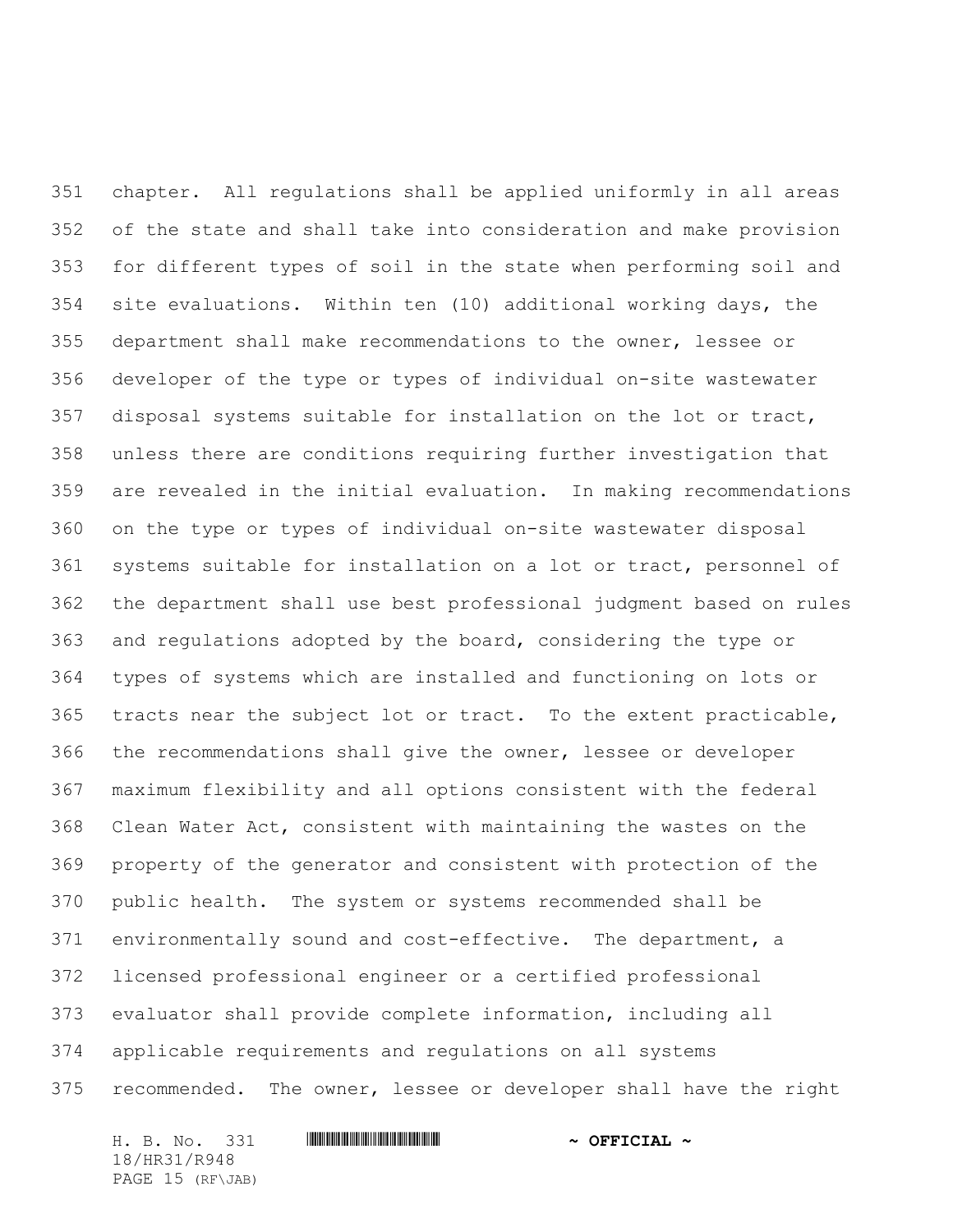chapter. All regulations shall be applied uniformly in all areas of the state and shall take into consideration and make provision for different types of soil in the state when performing soil and site evaluations. Within ten (10) additional working days, the department shall make recommendations to the owner, lessee or developer of the type or types of individual on-site wastewater disposal systems suitable for installation on the lot or tract, unless there are conditions requiring further investigation that are revealed in the initial evaluation. In making recommendations on the type or types of individual on-site wastewater disposal systems suitable for installation on a lot or tract, personnel of the department shall use best professional judgment based on rules and regulations adopted by the board, considering the type or types of systems which are installed and functioning on lots or tracts near the subject lot or tract. To the extent practicable, the recommendations shall give the owner, lessee or developer maximum flexibility and all options consistent with the federal Clean Water Act, consistent with maintaining the wastes on the property of the generator and consistent with protection of the public health. The system or systems recommended shall be environmentally sound and cost-effective. The department, a licensed professional engineer or a certified professional evaluator shall provide complete information, including all applicable requirements and regulations on all systems recommended. The owner, lessee or developer shall have the right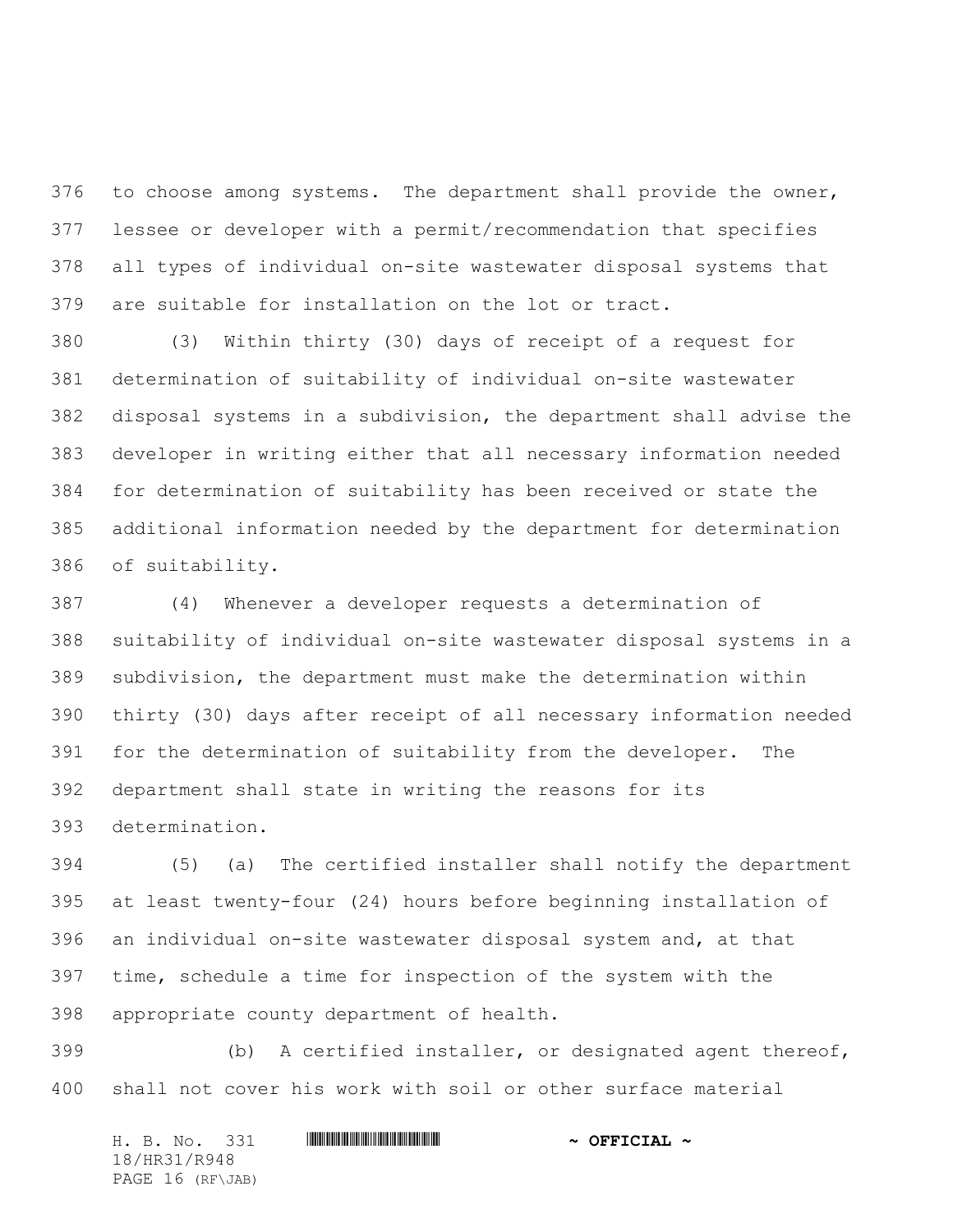to choose among systems. The department shall provide the owner, lessee or developer with a permit/recommendation that specifies all types of individual on-site wastewater disposal systems that are suitable for installation on the lot or tract.

(3) Within thirty (30) days of receipt of a request for determination of suitability of individual on-site wastewater disposal systems in a subdivision, the department shall advise the developer in writing either that all necessary information needed for determination of suitability has been received or state the additional information needed by the department for determination of suitability.

(4) Whenever a developer requests a determination of suitability of individual on-site wastewater disposal systems in a subdivision, the department must make the determination within thirty (30) days after receipt of all necessary information needed for the determination of suitability from the developer. The department shall state in writing the reasons for its determination.

(5) (a) The certified installer shall notify the department at least twenty-four (24) hours before beginning installation of an individual on-site wastewater disposal system and, at that time, schedule a time for inspection of the system with the appropriate county department of health.

(b) A certified installer, or designated agent thereof, shall not cover his work with soil or other surface material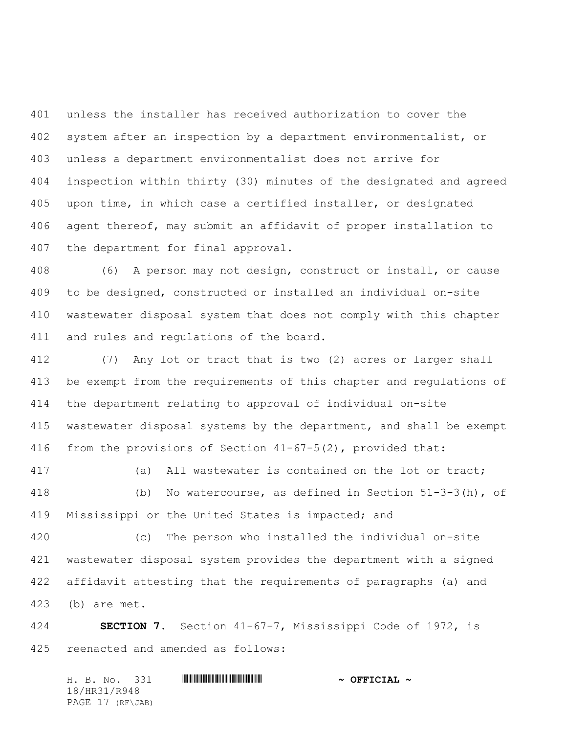unless the installer has received authorization to cover the system after an inspection by a department environmentalist, or unless a department environmentalist does not arrive for inspection within thirty (30) minutes of the designated and agreed upon time, in which case a certified installer, or designated agent thereof, may submit an affidavit of proper installation to the department for final approval.

(6) A person may not design, construct or install, or cause to be designed, constructed or installed an individual on-site wastewater disposal system that does not comply with this chapter and rules and regulations of the board.

(7) Any lot or tract that is two (2) acres or larger shall be exempt from the requirements of this chapter and regulations of the department relating to approval of individual on-site wastewater disposal systems by the department, and shall be exempt from the provisions of Section 41-67-5(2), provided that:

(a) All wastewater is contained on the lot or tract;

(b) No watercourse, as defined in Section 51-3-3(h), of Mississippi or the United States is impacted; and

(c) The person who installed the individual on-site wastewater disposal system provides the department with a signed affidavit attesting that the requirements of paragraphs (a) and (b) are met.

**SECTION 7.** Section 41-67-7, Mississippi Code of 1972, is reenacted and amended as follows: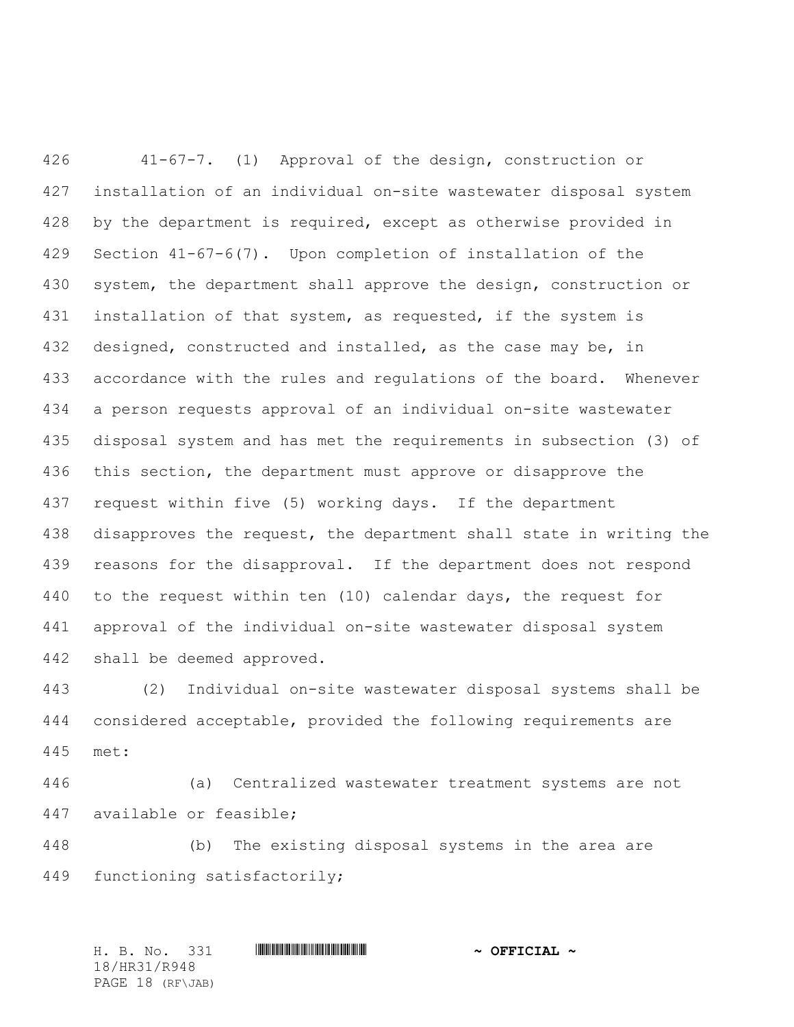41-67-7. (1) Approval of the design, construction or installation of an individual on-site wastewater disposal system by the department is required, except as otherwise provided in Section 41-67-6(7). Upon completion of installation of the system, the department shall approve the design, construction or installation of that system, as requested, if the system is designed, constructed and installed, as the case may be, in accordance with the rules and regulations of the board. Whenever a person requests approval of an individual on-site wastewater disposal system and has met the requirements in subsection (3) of this section, the department must approve or disapprove the request within five (5) working days. If the department disapproves the request, the department shall state in writing the reasons for the disapproval. If the department does not respond to the request within ten (10) calendar days, the request for approval of the individual on-site wastewater disposal system shall be deemed approved.

(2) Individual on-site wastewater disposal systems shall be considered acceptable, provided the following requirements are met:

(a) Centralized wastewater treatment systems are not available or feasible;

(b) The existing disposal systems in the area are functioning satisfactorily;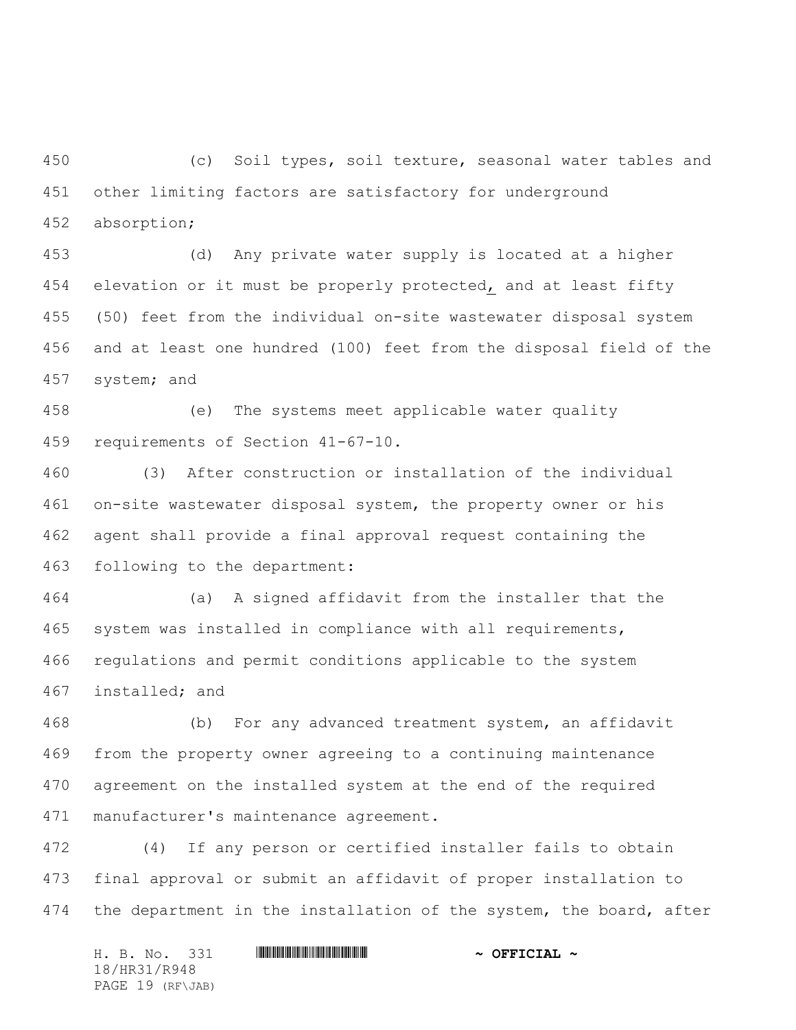(c) Soil types, soil texture, seasonal water tables and other limiting factors are satisfactory for underground absorption;

(d) Any private water supply is located at a higher elevation or it must be properly protected, and at least fifty (50) feet from the individual on-site wastewater disposal system and at least one hundred (100) feet from the disposal field of the system; and

(e) The systems meet applicable water quality requirements of Section 41-67-10.

(3) After construction or installation of the individual on-site wastewater disposal system, the property owner or his agent shall provide a final approval request containing the following to the department:

(a) A signed affidavit from the installer that the system was installed in compliance with all requirements, regulations and permit conditions applicable to the system installed; and

(b) For any advanced treatment system, an affidavit from the property owner agreeing to a continuing maintenance agreement on the installed system at the end of the required manufacturer's maintenance agreement.

(4) If any person or certified installer fails to obtain final approval or submit an affidavit of proper installation to the department in the installation of the system, the board, after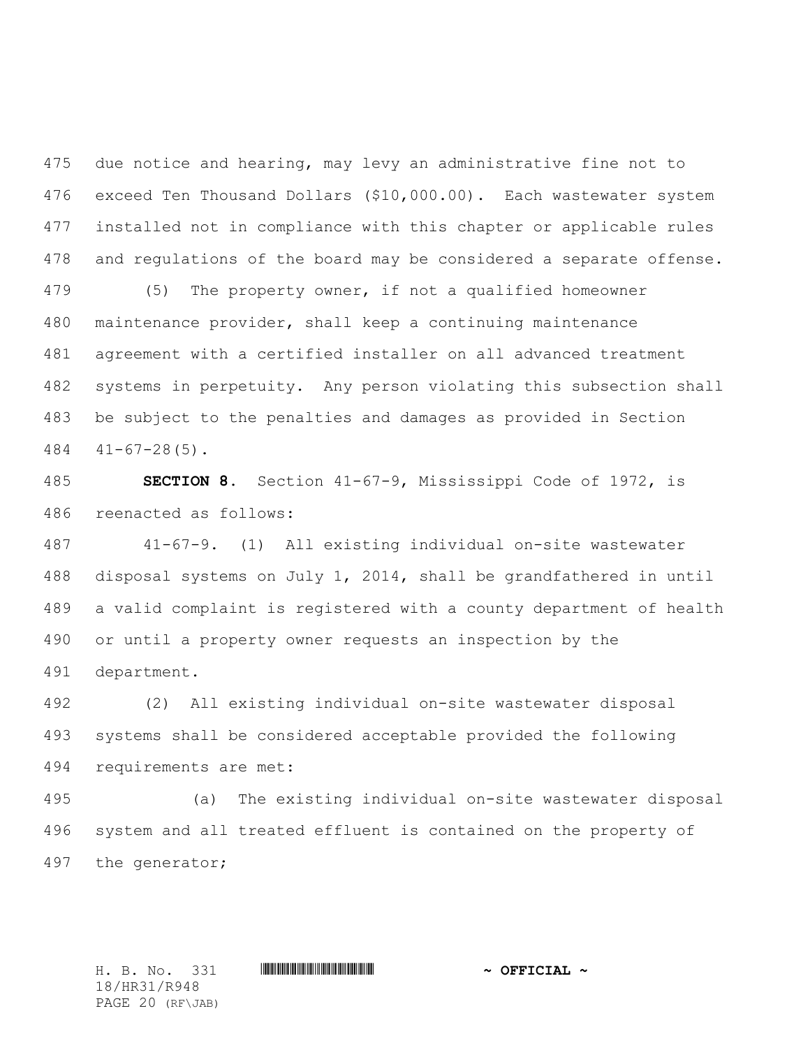due notice and hearing, may levy an administrative fine not to exceed Ten Thousand Dollars ($10,000.00). Each wastewater system installed not in compliance with this chapter or applicable rules and regulations of the board may be considered a separate offense.

(5) The property owner, if not a qualified homeowner maintenance provider, shall keep a continuing maintenance agreement with a certified installer on all advanced treatment systems in perpetuity. Any person violating this subsection shall be subject to the penalties and damages as provided in Section 41-67-28(5).

**SECTION 8.** Section 41-67-9, Mississippi Code of 1972, is reenacted as follows:

41-67-9. (1) All existing individual on-site wastewater disposal systems on July 1, 2014, shall be grandfathered in until a valid complaint is registered with a county department of health or until a property owner requests an inspection by the department.

(2) All existing individual on-site wastewater disposal systems shall be considered acceptable provided the following requirements are met:

(a) The existing individual on-site wastewater disposal system and all treated effluent is contained on the property of the generator;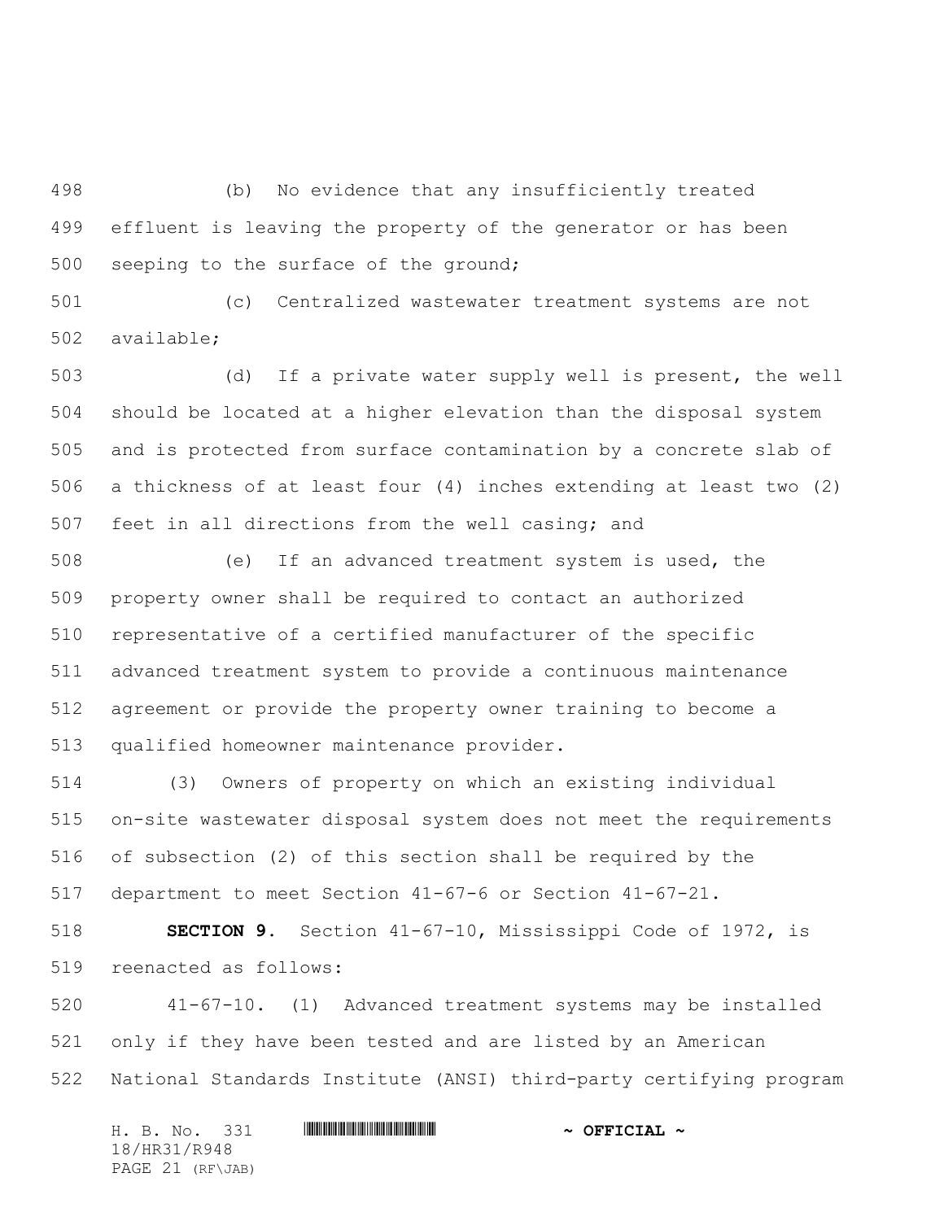(b) No evidence that any insufficiently treated effluent is leaving the property of the generator or has been seeping to the surface of the ground;

(c) Centralized wastewater treatment systems are not available;

(d) If a private water supply well is present, the well should be located at a higher elevation than the disposal system and is protected from surface contamination by a concrete slab of a thickness of at least four (4) inches extending at least two (2) feet in all directions from the well casing; and

(e) If an advanced treatment system is used, the property owner shall be required to contact an authorized representative of a certified manufacturer of the specific advanced treatment system to provide a continuous maintenance agreement or provide the property owner training to become a qualified homeowner maintenance provider.

(3) Owners of property on which an existing individual on-site wastewater disposal system does not meet the requirements of subsection (2) of this section shall be required by the department to meet Section 41-67-6 or Section 41-67-21.

**SECTION 9.** Section 41-67-10, Mississippi Code of 1972, is reenacted as follows:

41-67-10. (1) Advanced treatment systems may be installed only if they have been tested and are listed by an American National Standards Institute (ANSI) third-party certifying program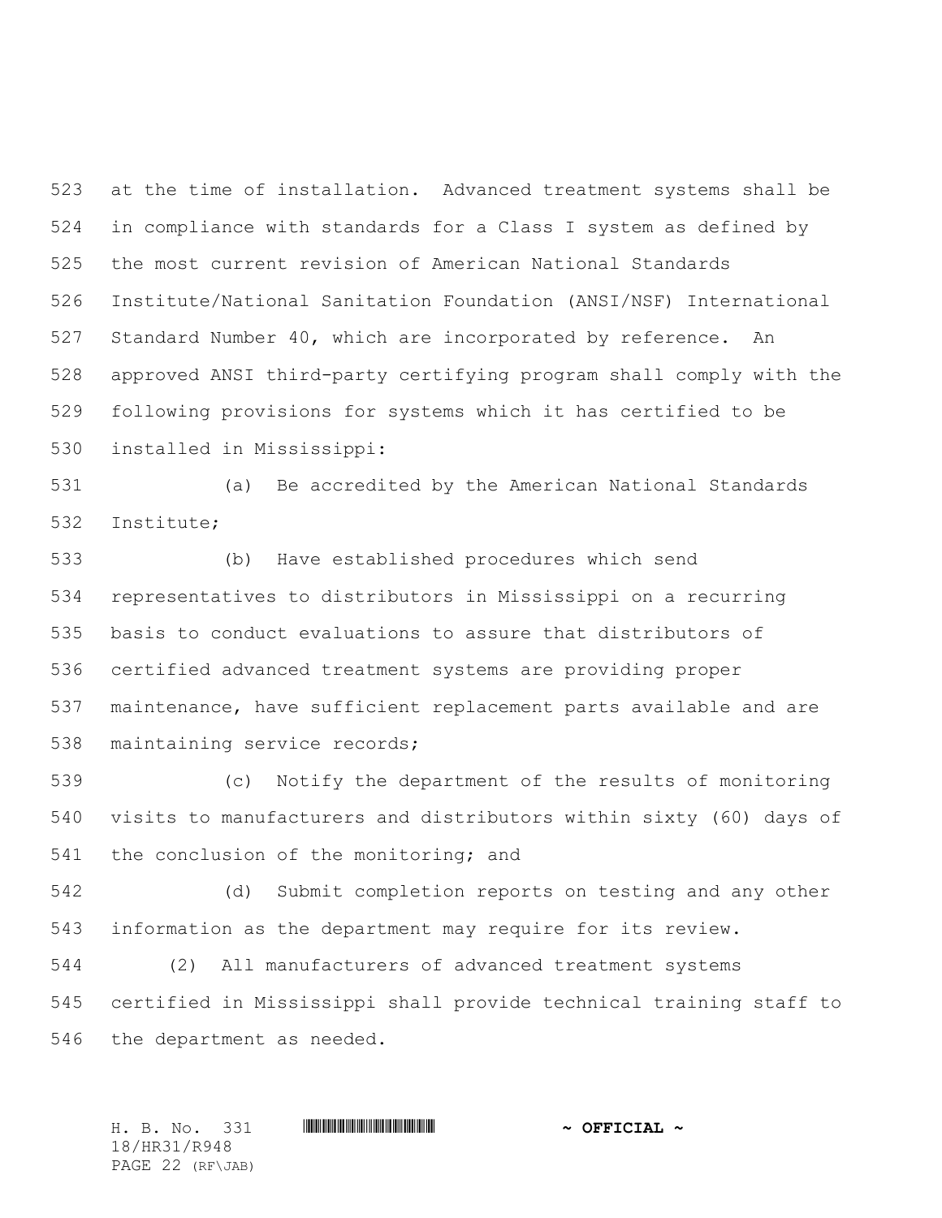at the time of installation. Advanced treatment systems shall be in compliance with standards for a Class I system as defined by the most current revision of American National Standards Institute/National Sanitation Foundation (ANSI/NSF) International Standard Number 40, which are incorporated by reference. An approved ANSI third-party certifying program shall comply with the following provisions for systems which it has certified to be installed in Mississippi:

(a) Be accredited by the American National Standards Institute;

(b) Have established procedures which send representatives to distributors in Mississippi on a recurring basis to conduct evaluations to assure that distributors of certified advanced treatment systems are providing proper maintenance, have sufficient replacement parts available and are maintaining service records;

(c) Notify the department of the results of monitoring visits to manufacturers and distributors within sixty (60) days of the conclusion of the monitoring; and

(d) Submit completion reports on testing and any other information as the department may require for its review.

(2) All manufacturers of advanced treatment systems certified in Mississippi shall provide technical training staff to the department as needed.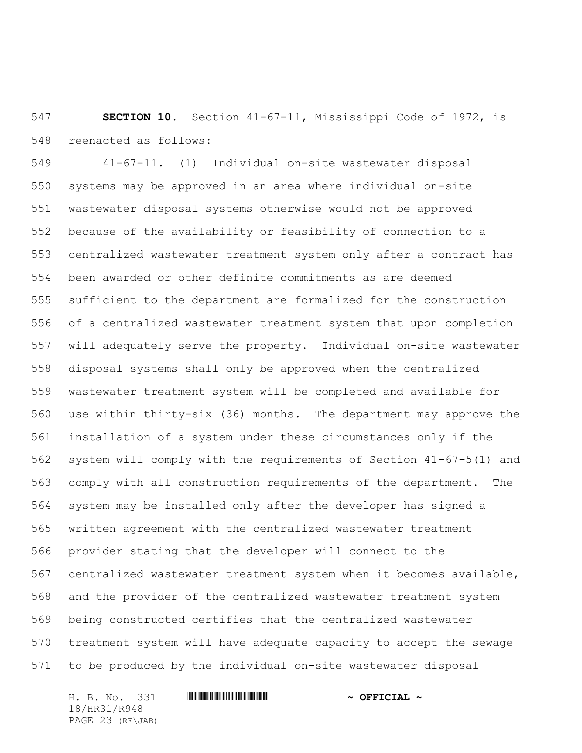**SECTION 10.** Section 41-67-11, Mississippi Code of 1972, is reenacted as follows:

41-67-11. (1) Individual on-site wastewater disposal systems may be approved in an area where individual on-site wastewater disposal systems otherwise would not be approved because of the availability or feasibility of connection to a centralized wastewater treatment system only after a contract has been awarded or other definite commitments as are deemed sufficient to the department are formalized for the construction of a centralized wastewater treatment system that upon completion will adequately serve the property. Individual on-site wastewater disposal systems shall only be approved when the centralized wastewater treatment system will be completed and available for use within thirty-six (36) months. The department may approve the installation of a system under these circumstances only if the system will comply with the requirements of Section 41-67-5(1) and comply with all construction requirements of the department. The system may be installed only after the developer has signed a written agreement with the centralized wastewater treatment provider stating that the developer will connect to the centralized wastewater treatment system when it becomes available, and the provider of the centralized wastewater treatment system being constructed certifies that the centralized wastewater treatment system will have adequate capacity to accept the sewage to be produced by the individual on-site wastewater disposal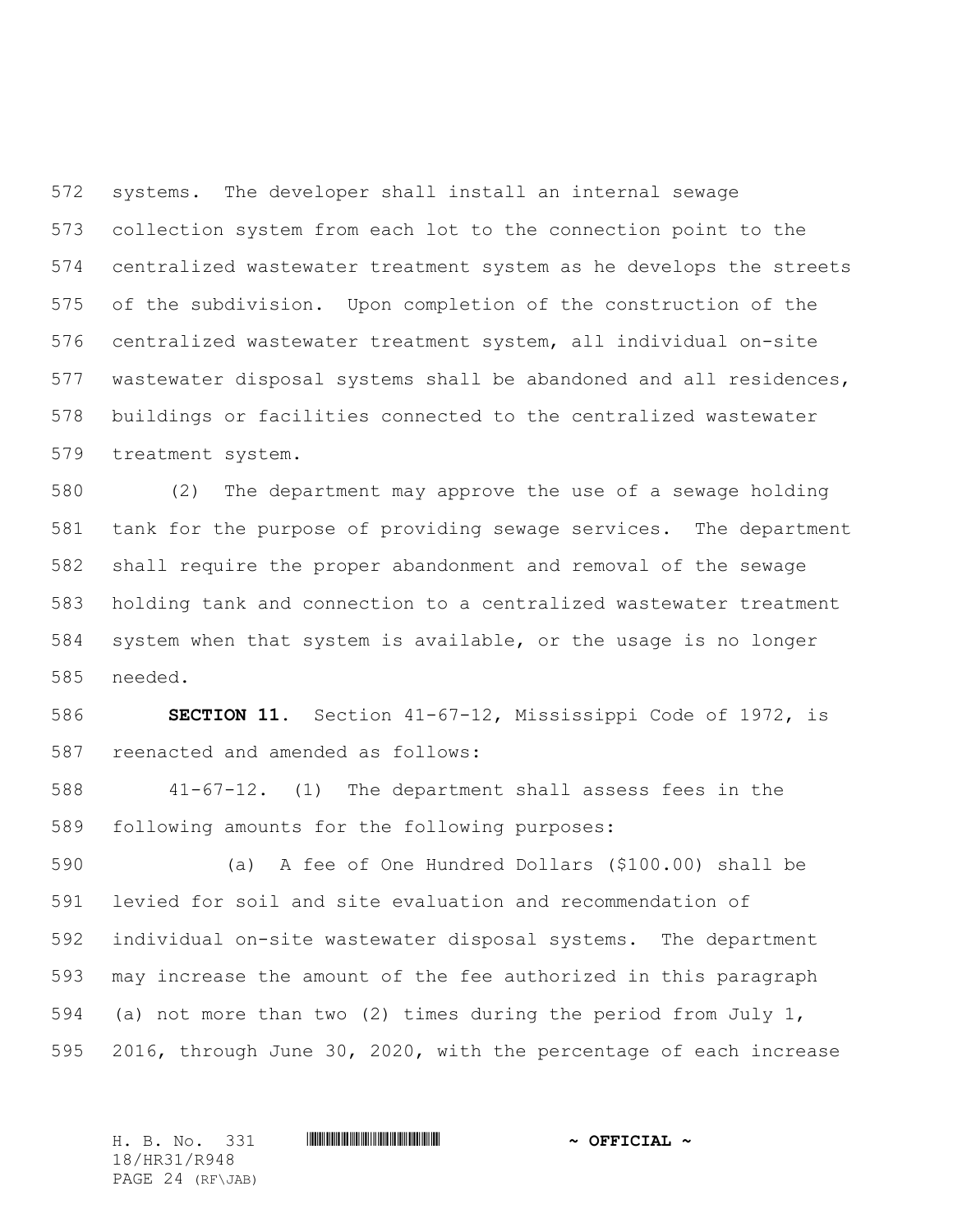systems. The developer shall install an internal sewage collection system from each lot to the connection point to the centralized wastewater treatment system as he develops the streets of the subdivision. Upon completion of the construction of the centralized wastewater treatment system, all individual on-site wastewater disposal systems shall be abandoned and all residences, buildings or facilities connected to the centralized wastewater treatment system.

(2) The department may approve the use of a sewage holding tank for the purpose of providing sewage services. The department shall require the proper abandonment and removal of the sewage holding tank and connection to a centralized wastewater treatment system when that system is available, or the usage is no longer needed.

**SECTION 11.** Section 41-67-12, Mississippi Code of 1972, is reenacted and amended as follows:

41-67-12. (1) The department shall assess fees in the following amounts for the following purposes:

(a) A fee of One Hundred Dollars ($100.00) shall be levied for soil and site evaluation and recommendation of individual on-site wastewater disposal systems. The department may increase the amount of the fee authorized in this paragraph (a) not more than two (2) times during the period from July 1, 2016, through June 30, 2020, with the percentage of each increase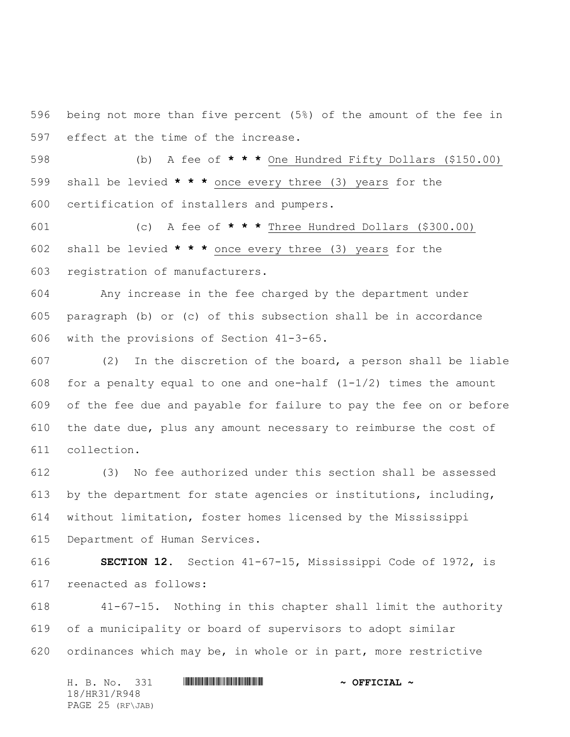being not more than five percent (5%) of the amount of the fee in effect at the time of the increase.

(b) A fee of **\* \* \*** <u>One Hundred Fifty Dollars ($150.00)</u> shall be levied **\* \* \*** <u>once every three (3) years</u> for the certification of installers and pumpers.

(c) A fee of **\* \* \*** <u>Three Hundred Dollars ($300.00)</u> shall be levied **\* \* \*** <u>once every three (3) years</u> for the registration of manufacturers.

Any increase in the fee charged by the department under paragraph (b) or (c) of this subsection shall be in accordance with the provisions of Section 41-3-65.

(2) In the discretion of the board, a person shall be liable for a penalty equal to one and one-half (1-1/2) times the amount of the fee due and payable for failure to pay the fee on or before the date due, plus any amount necessary to reimburse the cost of collection.

(3) No fee authorized under this section shall be assessed by the department for state agencies or institutions, including, without limitation, foster homes licensed by the Mississippi Department of Human Services.

**SECTION 12.** Section 41-67-15, Mississippi Code of 1972, is reenacted as follows:

41-67-15. Nothing in this chapter shall limit the authority of a municipality or board of supervisors to adopt similar ordinances which may be, in whole or in part, more restrictive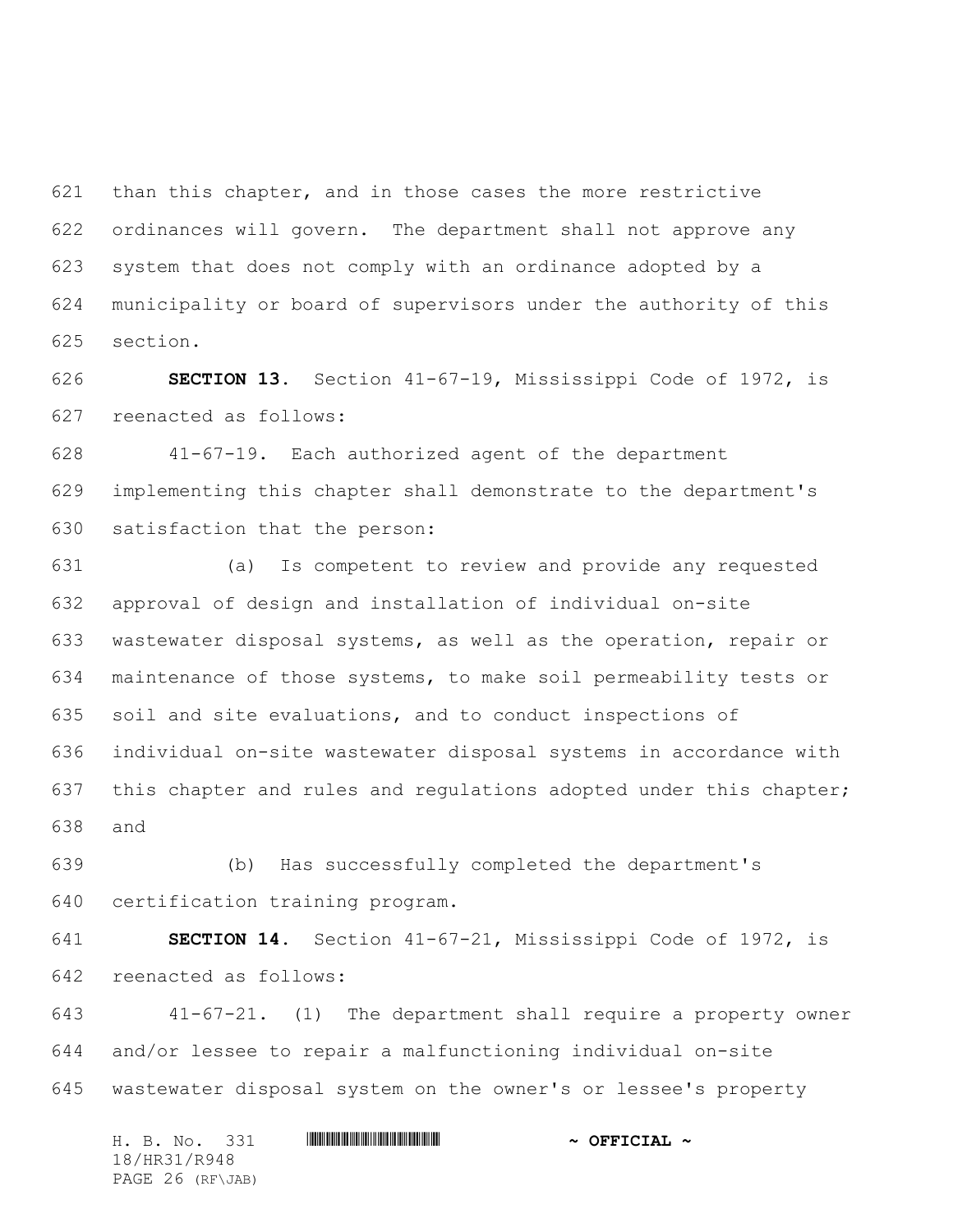than this chapter, and in those cases the more restrictive ordinances will govern. The department shall not approve any system that does not comply with an ordinance adopted by a municipality or board of supervisors under the authority of this section.

**SECTION 13.** Section 41-67-19, Mississippi Code of 1972, is reenacted as follows:

41-67-19. Each authorized agent of the department implementing this chapter shall demonstrate to the department's satisfaction that the person:

(a) Is competent to review and provide any requested approval of design and installation of individual on-site wastewater disposal systems, as well as the operation, repair or maintenance of those systems, to make soil permeability tests or soil and site evaluations, and to conduct inspections of individual on-site wastewater disposal systems in accordance with this chapter and rules and regulations adopted under this chapter; and

(b) Has successfully completed the department's certification training program.

**SECTION 14.** Section 41-67-21, Mississippi Code of 1972, is reenacted as follows:

41-67-21. (1) The department shall require a property owner and/or lessee to repair a malfunctioning individual on-site wastewater disposal system on the owner's or lessee's property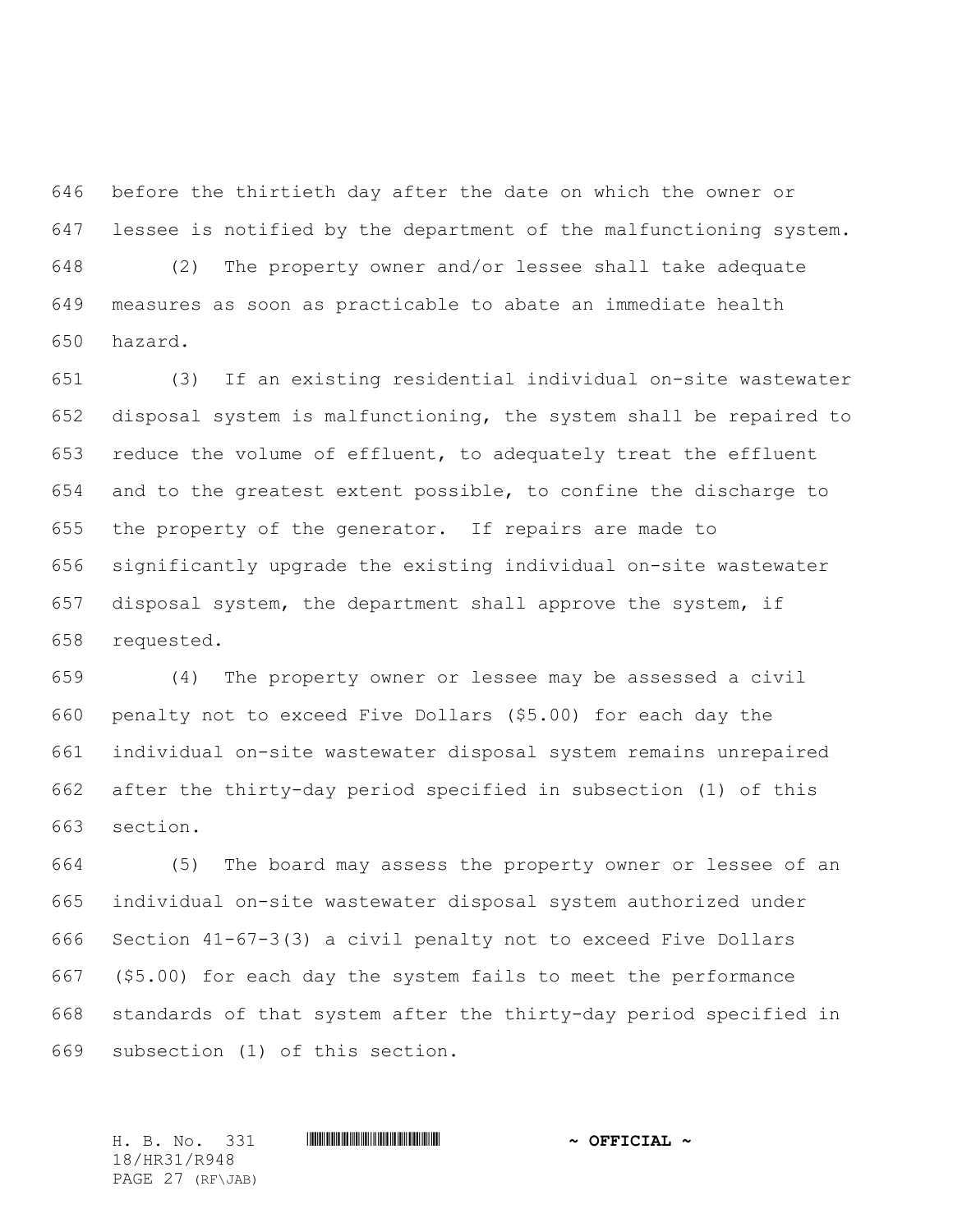before the thirtieth day after the date on which the owner or lessee is notified by the department of the malfunctioning system.

(2) The property owner and/or lessee shall take adequate measures as soon as practicable to abate an immediate health hazard.

(3) If an existing residential individual on-site wastewater disposal system is malfunctioning, the system shall be repaired to reduce the volume of effluent, to adequately treat the effluent and to the greatest extent possible, to confine the discharge to the property of the generator. If repairs are made to significantly upgrade the existing individual on-site wastewater disposal system, the department shall approve the system, if requested.

(4) The property owner or lessee may be assessed a civil penalty not to exceed Five Dollars ($5.00) for each day the individual on-site wastewater disposal system remains unrepaired after the thirty-day period specified in subsection (1) of this section.

(5) The board may assess the property owner or lessee of an individual on-site wastewater disposal system authorized under Section 41-67-3(3) a civil penalty not to exceed Five Dollars ($5.00) for each day the system fails to meet the performance standards of that system after the thirty-day period specified in subsection (1) of this section.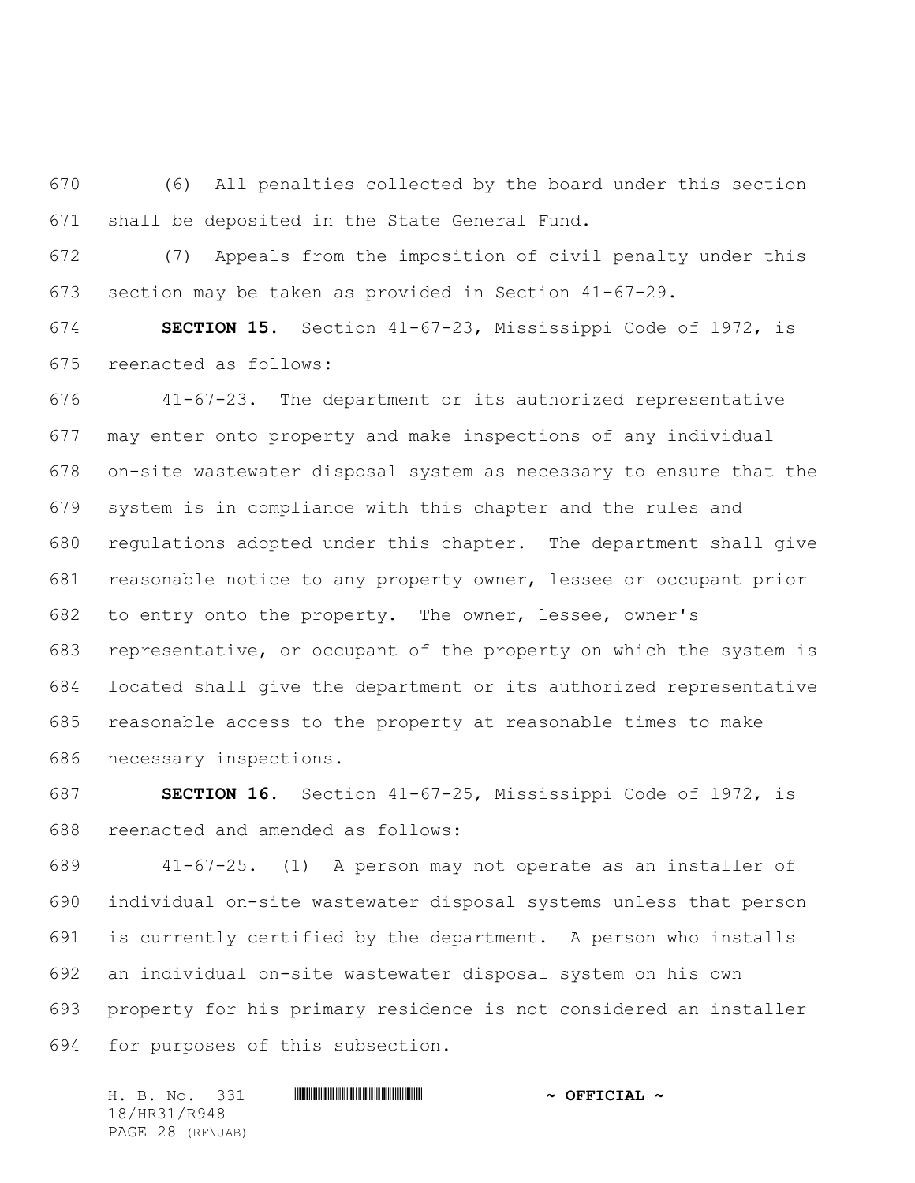(6) All penalties collected by the board under this section shall be deposited in the State General Fund.

(7) Appeals from the imposition of civil penalty under this section may be taken as provided in Section 41-67-29.

**SECTION 15.** Section 41-67-23, Mississippi Code of 1972, is reenacted as follows:

41-67-23. The department or its authorized representative may enter onto property and make inspections of any individual on-site wastewater disposal system as necessary to ensure that the system is in compliance with this chapter and the rules and regulations adopted under this chapter. The department shall give reasonable notice to any property owner, lessee or occupant prior to entry onto the property. The owner, lessee, owner's representative, or occupant of the property on which the system is located shall give the department or its authorized representative reasonable access to the property at reasonable times to make necessary inspections.

**SECTION 16.** Section 41-67-25, Mississippi Code of 1972, is reenacted and amended as follows:

41-67-25. (1) A person may not operate as an installer of individual on-site wastewater disposal systems unless that person is currently certified by the department. A person who installs an individual on-site wastewater disposal system on his own property for his primary residence is not considered an installer for purposes of this subsection.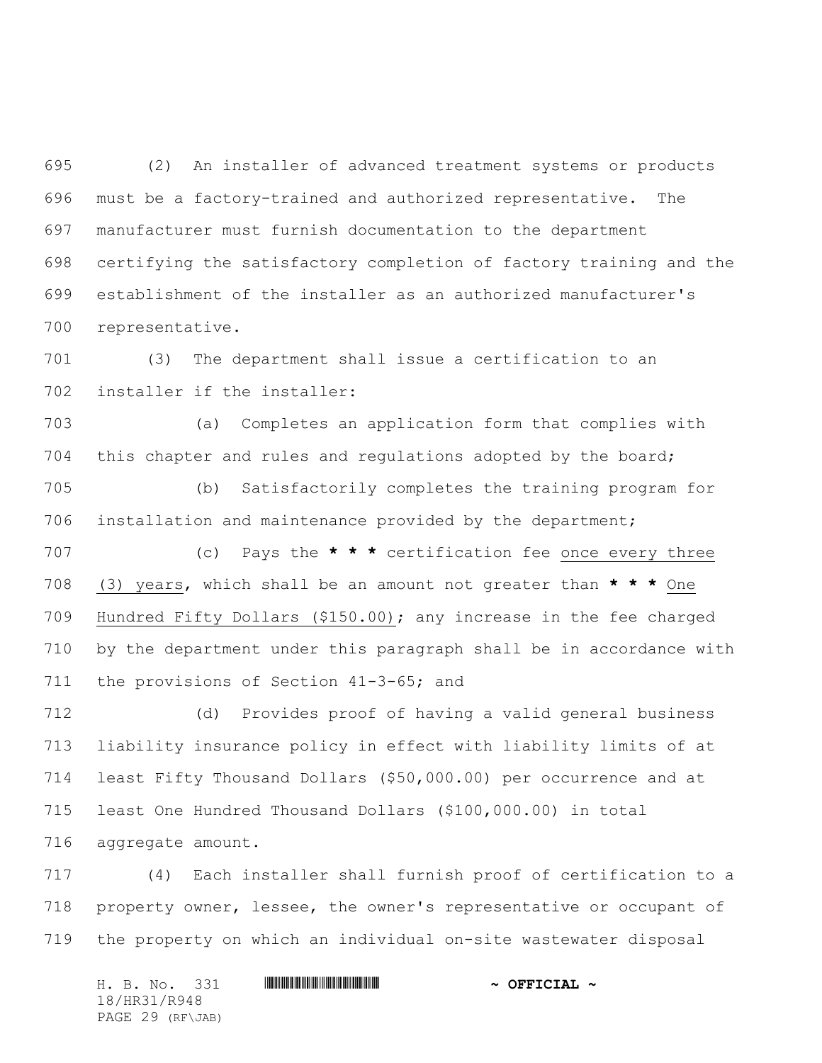(2) An installer of advanced treatment systems or products must be a factory-trained and authorized representative. The manufacturer must furnish documentation to the department certifying the satisfactory completion of factory training and the establishment of the installer as an authorized manufacturer's representative.

(3) The department shall issue a certification to an installer if the installer:

(a) Completes an application form that complies with this chapter and rules and regulations adopted by the board;

(b) Satisfactorily completes the training program for installation and maintenance provided by the department;

(c) Pays the **\* \* \*** certification fee <u>once every three (3) years</u>, which shall be an amount not greater than **\* \* \*** <u>One Hundred Fifty Dollars ($150.00)</u>; any increase in the fee charged by the department under this paragraph shall be in accordance with the provisions of Section 41-3-65; and

(d) Provides proof of having a valid general business liability insurance policy in effect with liability limits of at least Fifty Thousand Dollars ($50,000.00) per occurrence and at least One Hundred Thousand Dollars ($100,000.00) in total aggregate amount.

(4) Each installer shall furnish proof of certification to a property owner, lessee, the owner's representative or occupant of the property on which an individual on-site wastewater disposal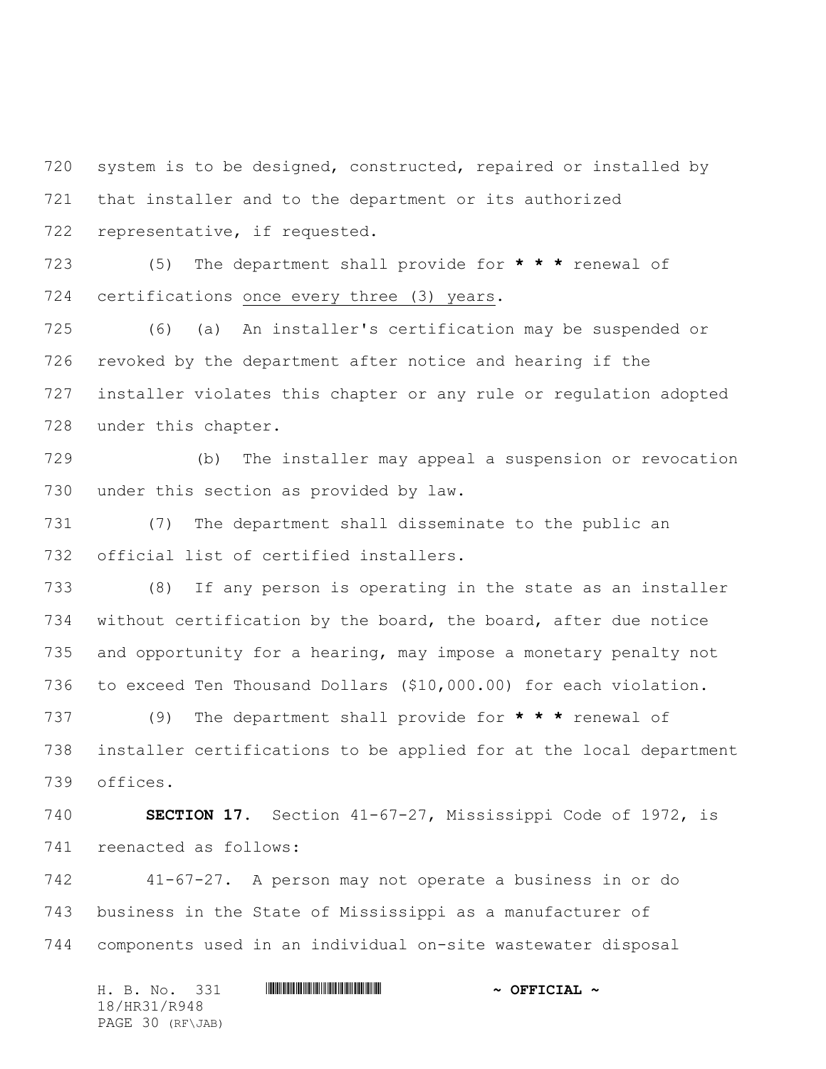system is to be designed, constructed, repaired or installed by that installer and to the department or its authorized representative, if requested.

(5) The department shall provide for **\* \* \*** renewal of certifications <u>once every three (3) years</u>.

(6) (a) An installer's certification may be suspended or revoked by the department after notice and hearing if the installer violates this chapter or any rule or regulation adopted under this chapter.

(b) The installer may appeal a suspension or revocation under this section as provided by law.

(7) The department shall disseminate to the public an official list of certified installers.

(8) If any person is operating in the state as an installer without certification by the board, the board, after due notice and opportunity for a hearing, may impose a monetary penalty not to exceed Ten Thousand Dollars ($10,000.00) for each violation.

(9) The department shall provide for **\* \* \*** renewal of installer certifications to be applied for at the local department offices.

**SECTION 17.** Section 41-67-27, Mississippi Code of 1972, is reenacted as follows:

41-67-27. A person may not operate a business in or do business in the State of Mississippi as a manufacturer of components used in an individual on-site wastewater disposal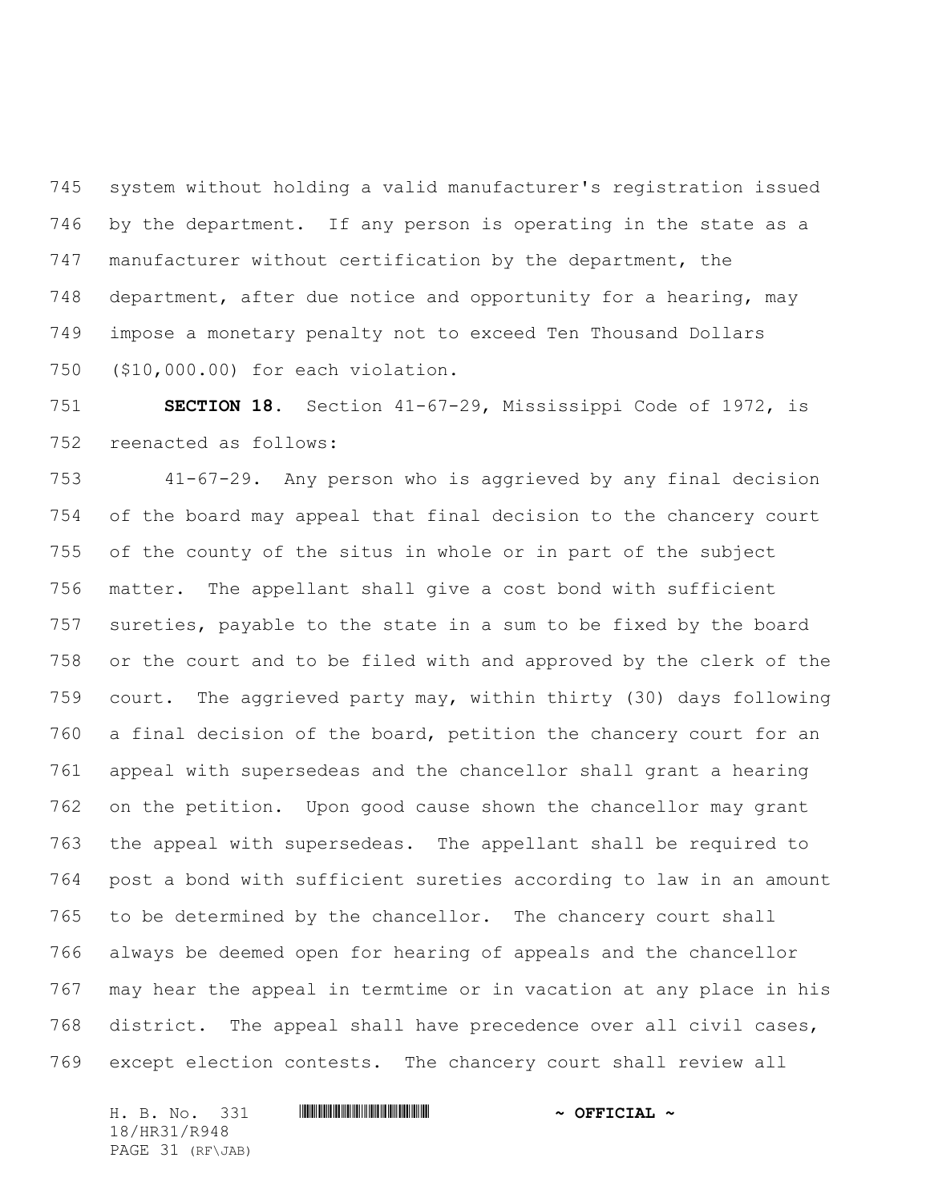system without holding a valid manufacturer's registration issued by the department. If any person is operating in the state as a manufacturer without certification by the department, the department, after due notice and opportunity for a hearing, may impose a monetary penalty not to exceed Ten Thousand Dollars ($10,000.00) for each violation.

**SECTION 18.** Section 41-67-29, Mississippi Code of 1972, is reenacted as follows:

41-67-29. Any person who is aggrieved by any final decision of the board may appeal that final decision to the chancery court of the county of the situs in whole or in part of the subject matter. The appellant shall give a cost bond with sufficient sureties, payable to the state in a sum to be fixed by the board or the court and to be filed with and approved by the clerk of the court. The aggrieved party may, within thirty (30) days following a final decision of the board, petition the chancery court for an appeal with supersedeas and the chancellor shall grant a hearing on the petition. Upon good cause shown the chancellor may grant the appeal with supersedeas. The appellant shall be required to post a bond with sufficient sureties according to law in an amount to be determined by the chancellor. The chancery court shall always be deemed open for hearing of appeals and the chancellor may hear the appeal in termtime or in vacation at any place in his district. The appeal shall have precedence over all civil cases, except election contests. The chancery court shall review all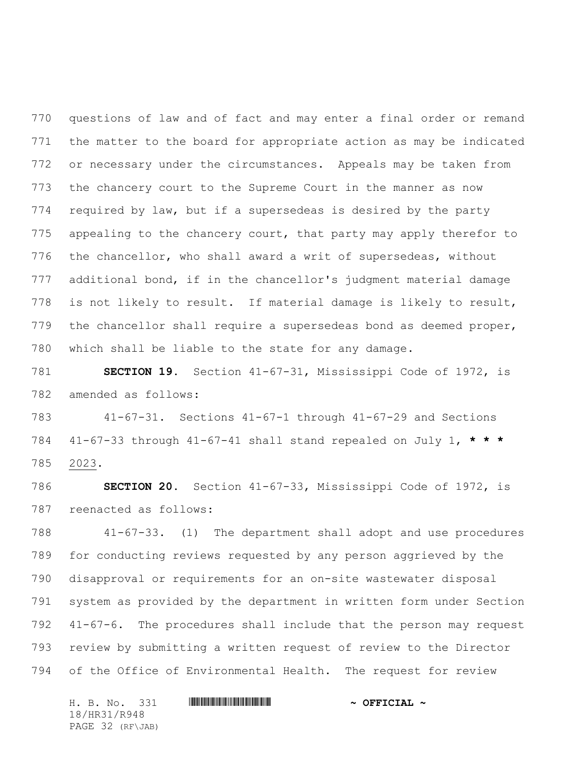questions of law and of fact and may enter a final order or remand the matter to the board for appropriate action as may be indicated or necessary under the circumstances. Appeals may be taken from the chancery court to the Supreme Court in the manner as now required by law, but if a supersedeas is desired by the party appealing to the chancery court, that party may apply therefor to the chancellor, who shall award a writ of supersedeas, without additional bond, if in the chancellor's judgment material damage is not likely to result. If material damage is likely to result, the chancellor shall require a supersedeas bond as deemed proper, which shall be liable to the state for any damage.

**SECTION 19.** Section 41-67-31, Mississippi Code of 1972, is amended as follows:

41-67-31. Sections 41-67-1 through 41-67-29 and Sections 41-67-33 through 41-67-41 shall stand repealed on July 1, *** 2023.

**SECTION 20.** Section 41-67-33, Mississippi Code of 1972, is reenacted as follows:

41-67-33. (1) The department shall adopt and use procedures for conducting reviews requested by any person aggrieved by the disapproval or requirements for an on-site wastewater disposal system as provided by the department in written form under Section 41-67-6. The procedures shall include that the person may request review by submitting a written request of review to the Director of the Office of Environmental Health. The request for review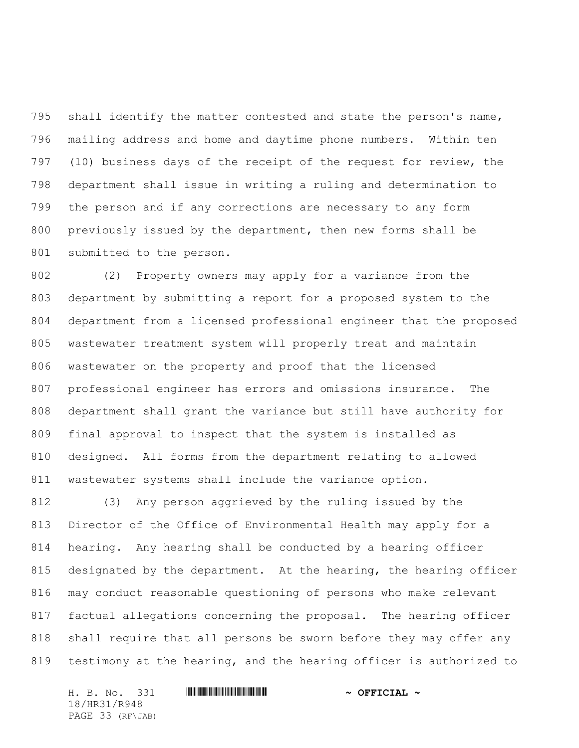shall identify the matter contested and state the person's name, mailing address and home and daytime phone numbers. Within ten (10) business days of the receipt of the request for review, the department shall issue in writing a ruling and determination to the person and if any corrections are necessary to any form previously issued by the department, then new forms shall be submitted to the person.

(2) Property owners may apply for a variance from the department by submitting a report for a proposed system to the department from a licensed professional engineer that the proposed wastewater treatment system will properly treat and maintain wastewater on the property and proof that the licensed professional engineer has errors and omissions insurance. The department shall grant the variance but still have authority for final approval to inspect that the system is installed as designed. All forms from the department relating to allowed wastewater systems shall include the variance option.

(3) Any person aggrieved by the ruling issued by the Director of the Office of Environmental Health may apply for a hearing. Any hearing shall be conducted by a hearing officer designated by the department. At the hearing, the hearing officer may conduct reasonable questioning of persons who make relevant factual allegations concerning the proposal. The hearing officer shall require that all persons be sworn before they may offer any testimony at the hearing, and the hearing officer is authorized to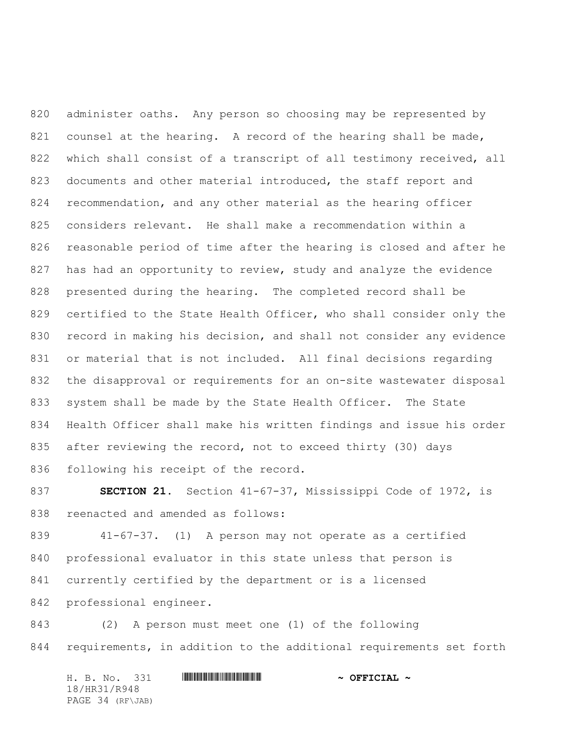administer oaths. Any person so choosing may be represented by counsel at the hearing. A record of the hearing shall be made, which shall consist of a transcript of all testimony received, all documents and other material introduced, the staff report and recommendation, and any other material as the hearing officer considers relevant. He shall make a recommendation within a reasonable period of time after the hearing is closed and after he has had an opportunity to review, study and analyze the evidence presented during the hearing. The completed record shall be certified to the State Health Officer, who shall consider only the record in making his decision, and shall not consider any evidence or material that is not included. All final decisions regarding the disapproval or requirements for an on-site wastewater disposal system shall be made by the State Health Officer. The State Health Officer shall make his written findings and issue his order after reviewing the record, not to exceed thirty (30) days following his receipt of the record.

**SECTION 21.** Section 41-67-37, Mississippi Code of 1972, is reenacted and amended as follows:

41-67-37. (1) A person may not operate as a certified professional evaluator in this state unless that person is currently certified by the department or is a licensed professional engineer.

(2) A person must meet one (1) of the following requirements, in addition to the additional requirements set forth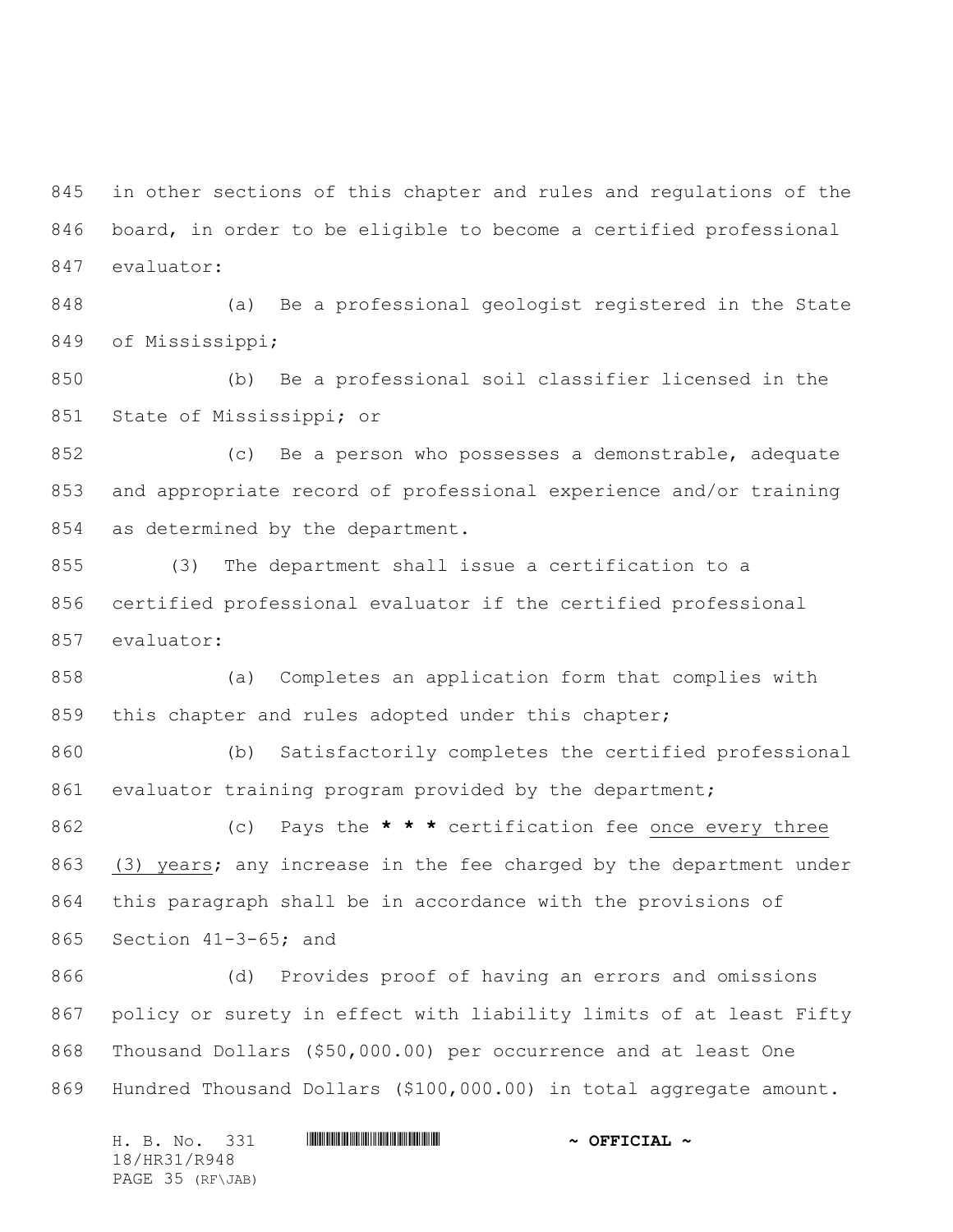in other sections of this chapter and rules and regulations of the board, in order to be eligible to become a certified professional evaluator:

(a) Be a professional geologist registered in the State of Mississippi;

(b) Be a professional soil classifier licensed in the State of Mississippi; or

(c) Be a person who possesses a demonstrable, adequate and appropriate record of professional experience and/or training as determined by the department.

(3) The department shall issue a certification to a certified professional evaluator if the certified professional evaluator:

(a) Completes an application form that complies with this chapter and rules adopted under this chapter;

(b) Satisfactorily completes the certified professional evaluator training program provided by the department;

(c) Pays the **\* \* \*** certification fee <u>once every three (3) years</u>; any increase in the fee charged by the department under this paragraph shall be in accordance with the provisions of Section 41-3-65; and

(d) Provides proof of having an errors and omissions policy or surety in effect with liability limits of at least Fifty Thousand Dollars ($50,000.00) per occurrence and at least One Hundred Thousand Dollars ($100,000.00) in total aggregate amount.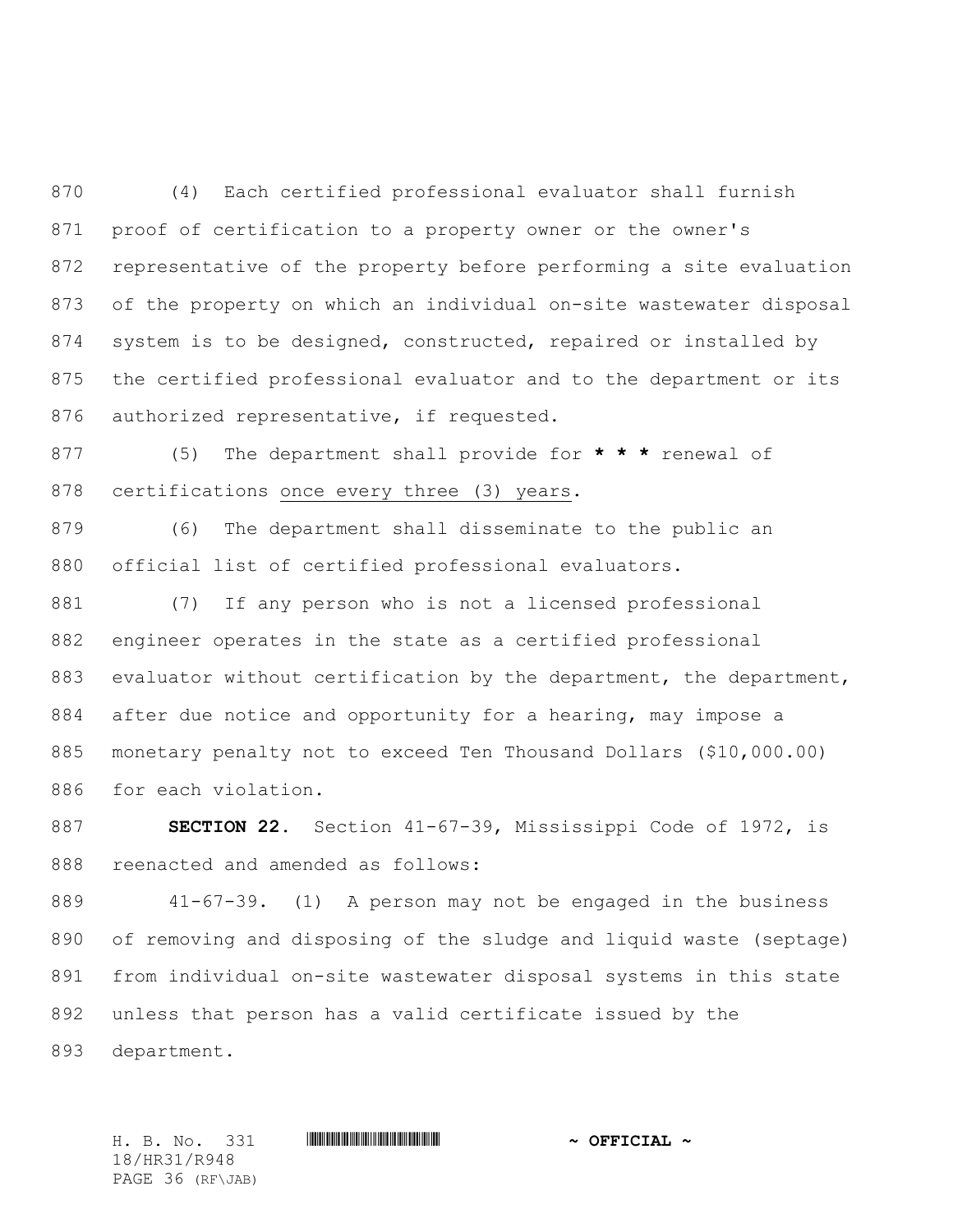(4) Each certified professional evaluator shall furnish proof of certification to a property owner or the owner's representative of the property before performing a site evaluation of the property on which an individual on-site wastewater disposal system is to be designed, constructed, repaired or installed by the certified professional evaluator and to the department or its authorized representative, if requested.

(5) The department shall provide for **\* \* \*** renewal of certifications <u>once every three (3) years</u>.

(6) The department shall disseminate to the public an official list of certified professional evaluators.

(7) If any person who is not a licensed professional engineer operates in the state as a certified professional evaluator without certification by the department, the department, after due notice and opportunity for a hearing, may impose a monetary penalty not to exceed Ten Thousand Dollars ($10,000.00) for each violation.

**SECTION 22.** Section 41-67-39, Mississippi Code of 1972, is reenacted and amended as follows:

41-67-39. (1) A person may not be engaged in the business of removing and disposing of the sludge and liquid waste (septage) from individual on-site wastewater disposal systems in this state unless that person has a valid certificate issued by the department.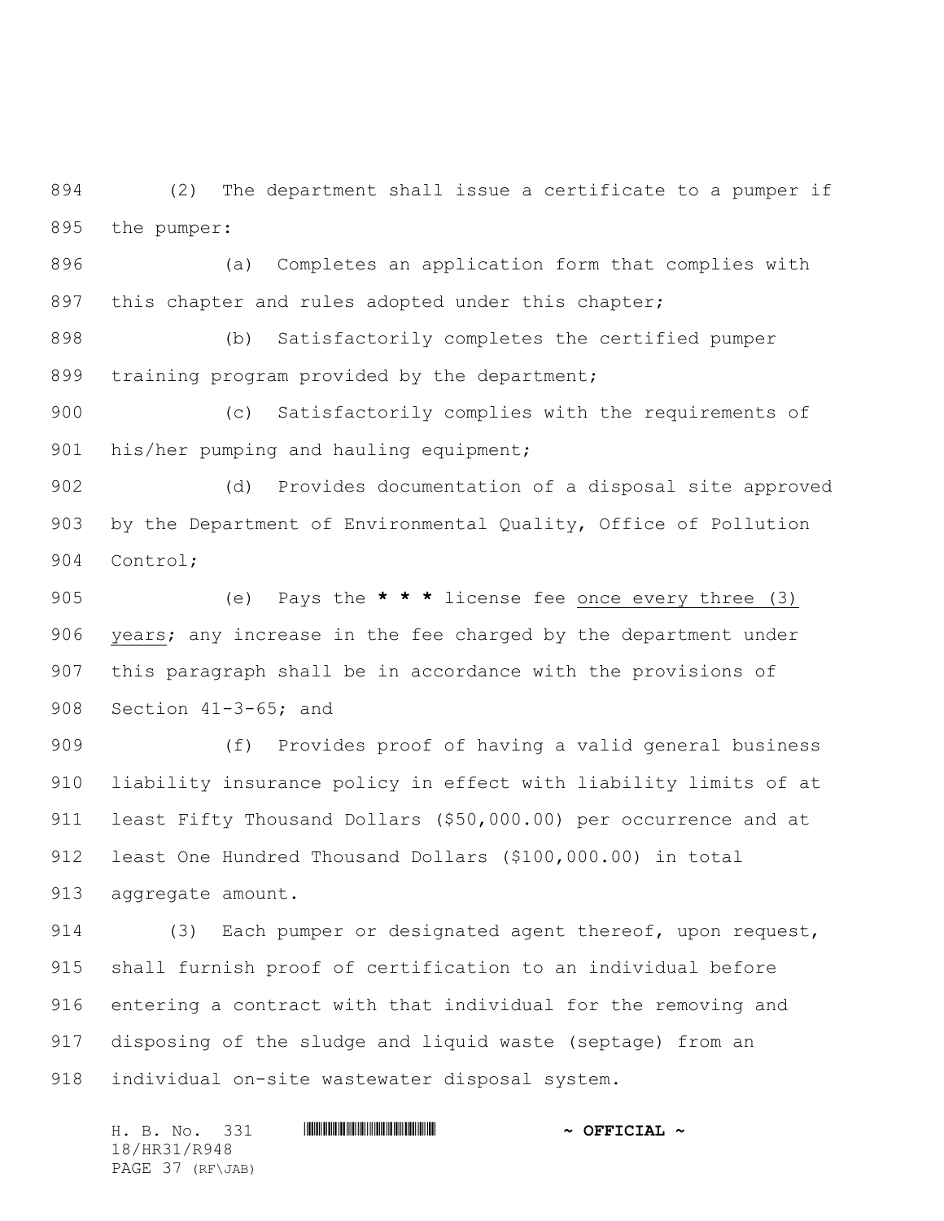(2) The department shall issue a certificate to a pumper if the pumper:

(a) Completes an application form that complies with this chapter and rules adopted under this chapter;

(b) Satisfactorily completes the certified pumper training program provided by the department;

(c) Satisfactorily complies with the requirements of his/her pumping and hauling equipment;

(d) Provides documentation of a disposal site approved by the Department of Environmental Quality, Office of Pollution Control;

(e) Pays the **\* \* \*** license fee <u>once every three (3) years</u>; any increase in the fee charged by the department under this paragraph shall be in accordance with the provisions of Section 41-3-65; and

(f) Provides proof of having a valid general business liability insurance policy in effect with liability limits of at least Fifty Thousand Dollars ($50,000.00) per occurrence and at least One Hundred Thousand Dollars ($100,000.00) in total aggregate amount.

(3) Each pumper or designated agent thereof, upon request, shall furnish proof of certification to an individual before entering a contract with that individual for the removing and disposing of the sludge and liquid waste (septage) from an individual on-site wastewater disposal system.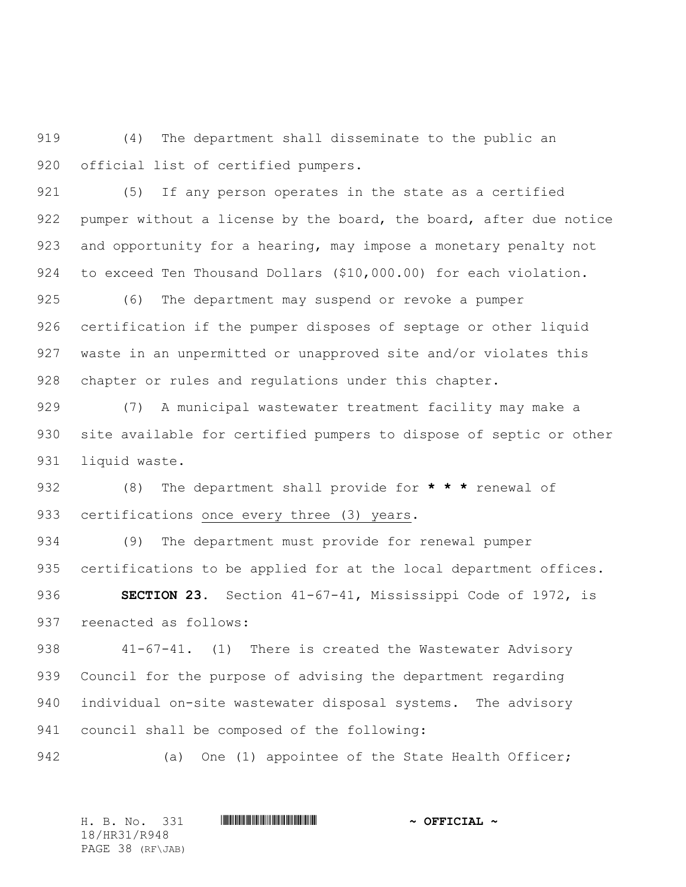(4) The department shall disseminate to the public an official list of certified pumpers.

(5) If any person operates in the state as a certified pumper without a license by the board, the board, after due notice and opportunity for a hearing, may impose a monetary penalty not to exceed Ten Thousand Dollars ($10,000.00) for each violation.

(6) The department may suspend or revoke a pumper certification if the pumper disposes of septage or other liquid waste in an unpermitted or unapproved site and/or violates this chapter or rules and regulations under this chapter.

(7) A municipal wastewater treatment facility may make a site available for certified pumpers to dispose of septic or other liquid waste.

(8) The department shall provide for **\* \* \*** renewal of certifications <u>once every three (3) years</u>.

(9) The department must provide for renewal pumper certifications to be applied for at the local department offices.

**SECTION 23.** Section 41-67-41, Mississippi Code of 1972, is reenacted as follows:

41-67-41. (1) There is created the Wastewater Advisory Council for the purpose of advising the department regarding individual on-site wastewater disposal systems. The advisory council shall be composed of the following:

(a) One (1) appointee of the State Health Officer;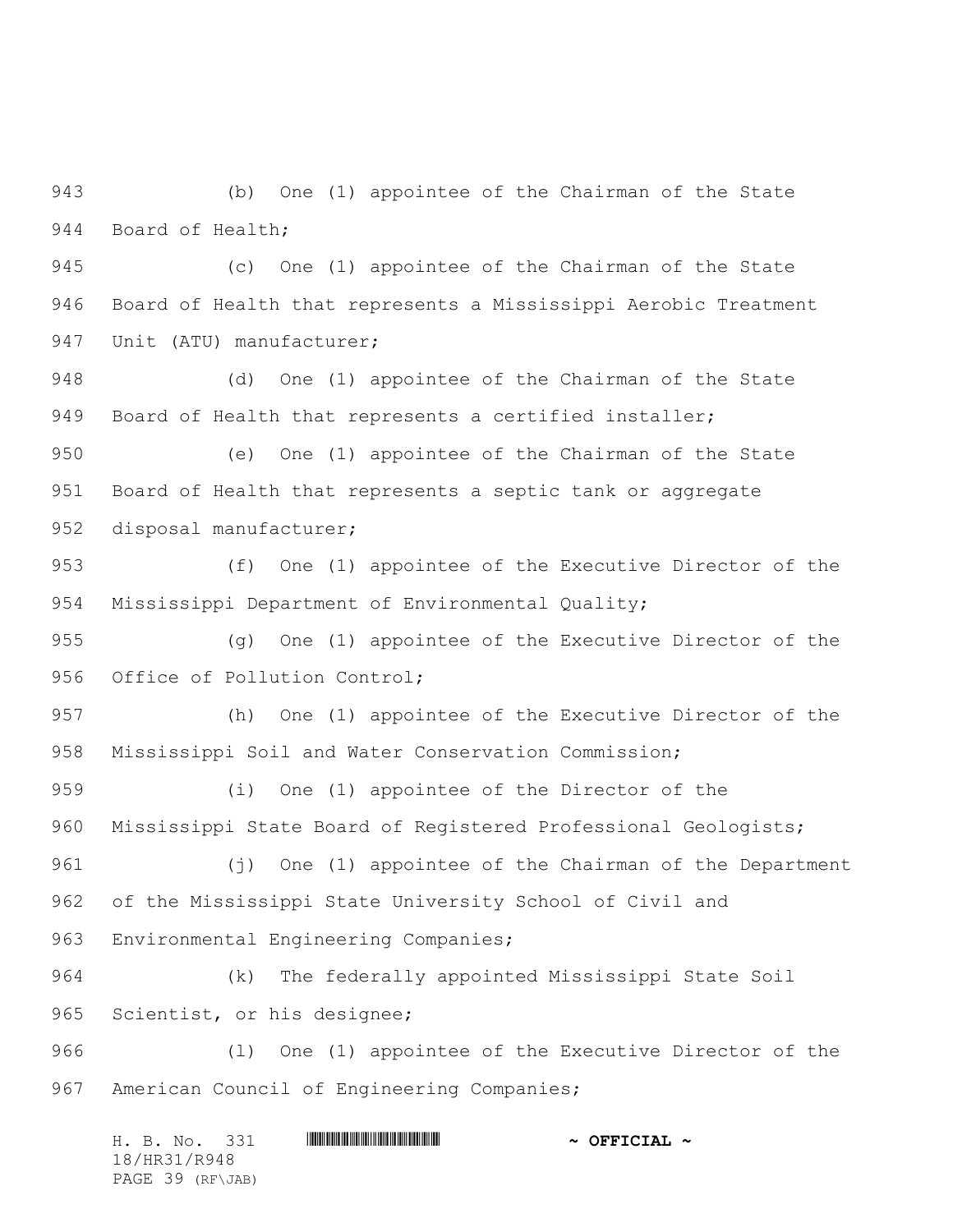(b) One (1) appointee of the Chairman of the State Board of Health;

(c) One (1) appointee of the Chairman of the State Board of Health that represents a Mississippi Aerobic Treatment Unit (ATU) manufacturer;

(d) One (1) appointee of the Chairman of the State Board of Health that represents a certified installer;

(e) One (1) appointee of the Chairman of the State Board of Health that represents a septic tank or aggregate disposal manufacturer;

(f) One (1) appointee of the Executive Director of the Mississippi Department of Environmental Quality;

(g) One (1) appointee of the Executive Director of the Office of Pollution Control;

(h) One (1) appointee of the Executive Director of the Mississippi Soil and Water Conservation Commission;

(i) One (1) appointee of the Director of the Mississippi State Board of Registered Professional Geologists;

(j) One (1) appointee of the Chairman of the Department of the Mississippi State University School of Civil and Environmental Engineering Companies;

(k) The federally appointed Mississippi State Soil Scientist, or his designee;

(l) One (1) appointee of the Executive Director of the American Council of Engineering Companies;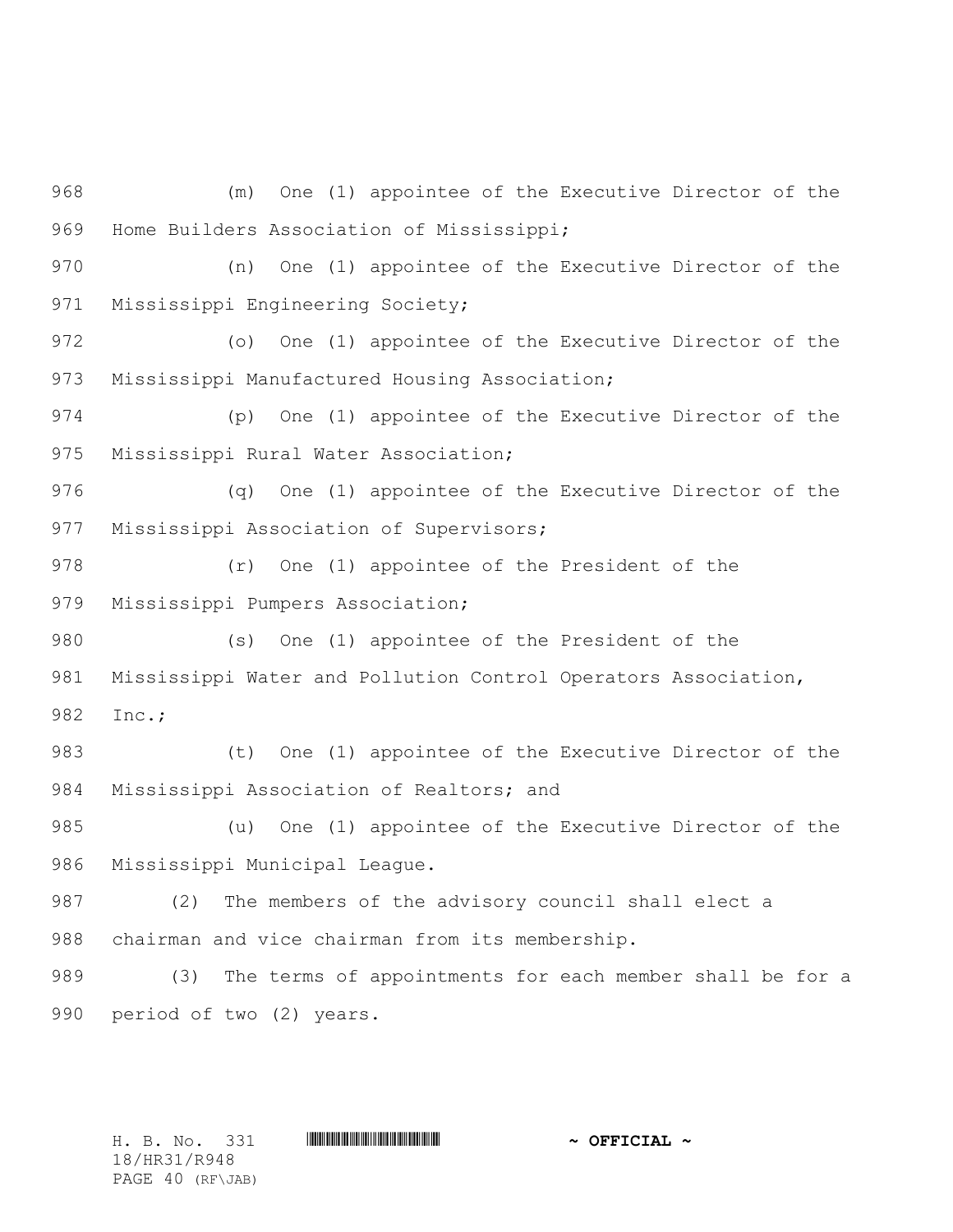(m) One (1) appointee of the Executive Director of the Home Builders Association of Mississippi;

(n) One (1) appointee of the Executive Director of the Mississippi Engineering Society;

(o) One (1) appointee of the Executive Director of the Mississippi Manufactured Housing Association;

(p) One (1) appointee of the Executive Director of the Mississippi Rural Water Association;

(q) One (1) appointee of the Executive Director of the Mississippi Association of Supervisors;

(r) One (1) appointee of the President of the Mississippi Pumpers Association;

(s) One (1) appointee of the President of the Mississippi Water and Pollution Control Operators Association, Inc.;

(t) One (1) appointee of the Executive Director of the Mississippi Association of Realtors; and

(u) One (1) appointee of the Executive Director of the Mississippi Municipal League.

(2) The members of the advisory council shall elect a chairman and vice chairman from its membership.

(3) The terms of appointments for each member shall be for a period of two (2) years.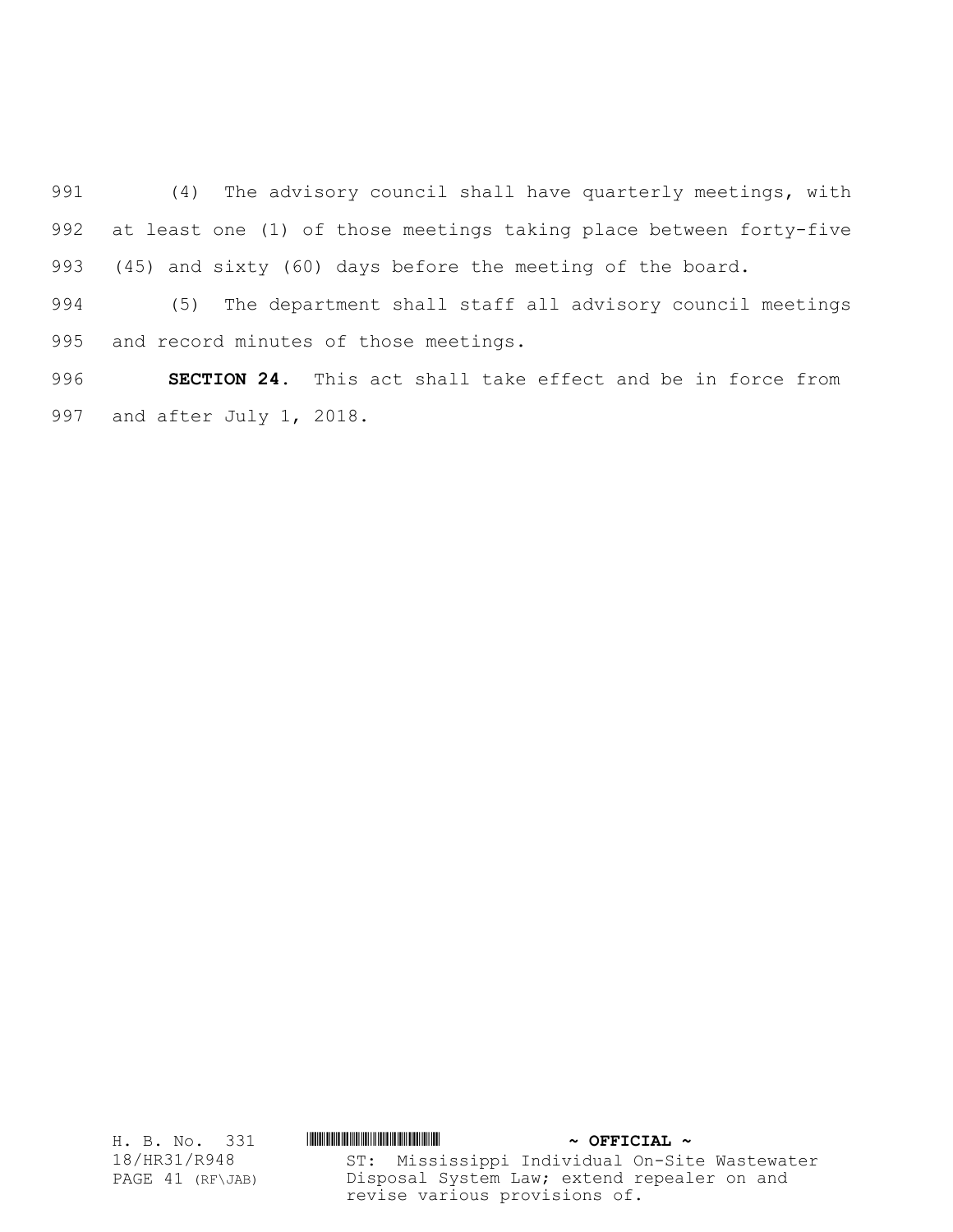(4) The advisory council shall have quarterly meetings, with at least one (1) of those meetings taking place between forty-five (45) and sixty (60) days before the meeting of the board.

(5) The department shall staff all advisory council meetings and record minutes of those meetings.

**SECTION 24.** This act shall take effect and be in force from and after July 1, 2018.